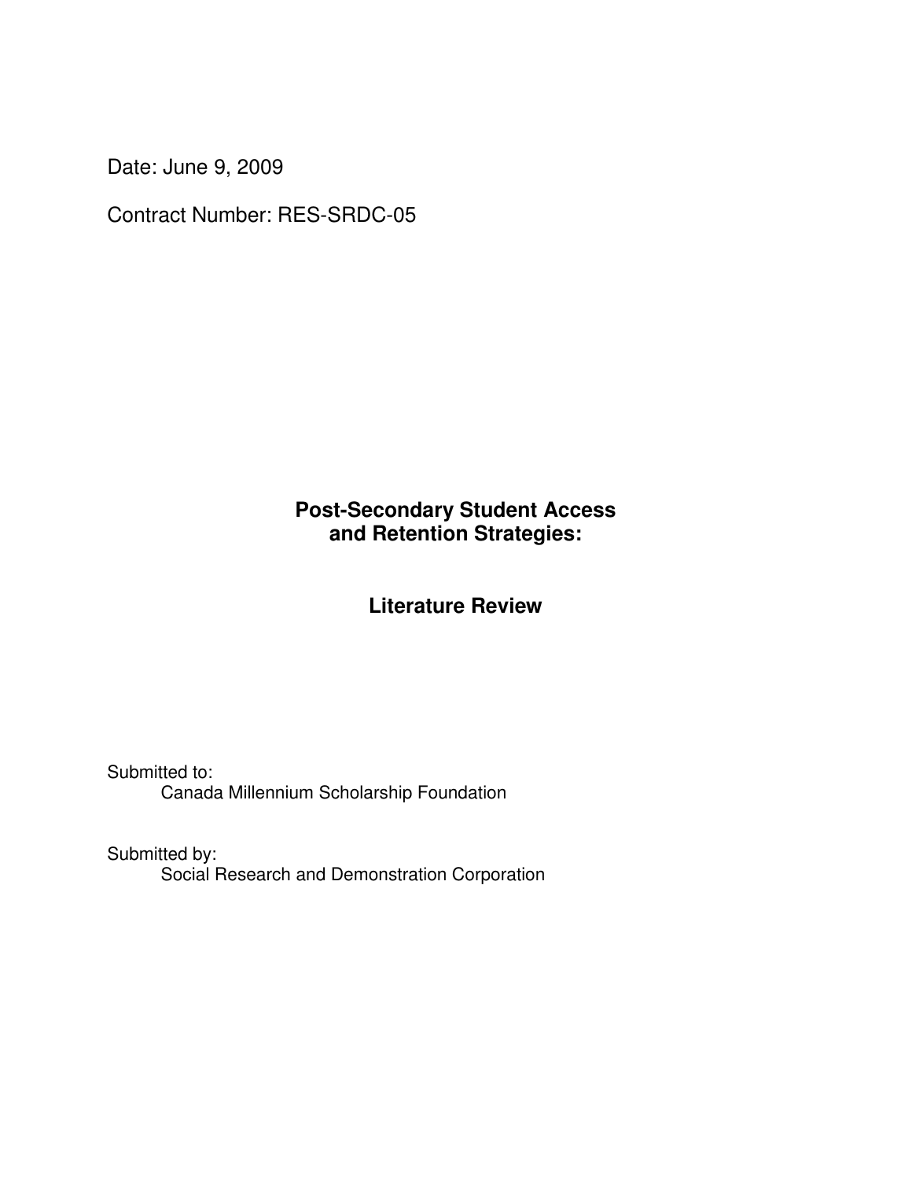Date: June 9, 2009

Contract Number: RES-SRDC-05

# Post-Secondary Student Access and Retention Strategies:

## Literature Review

Submitted to:
Canada Millennium Scholarship Foundation

Submitted by:
Social Research and Demonstration Corporation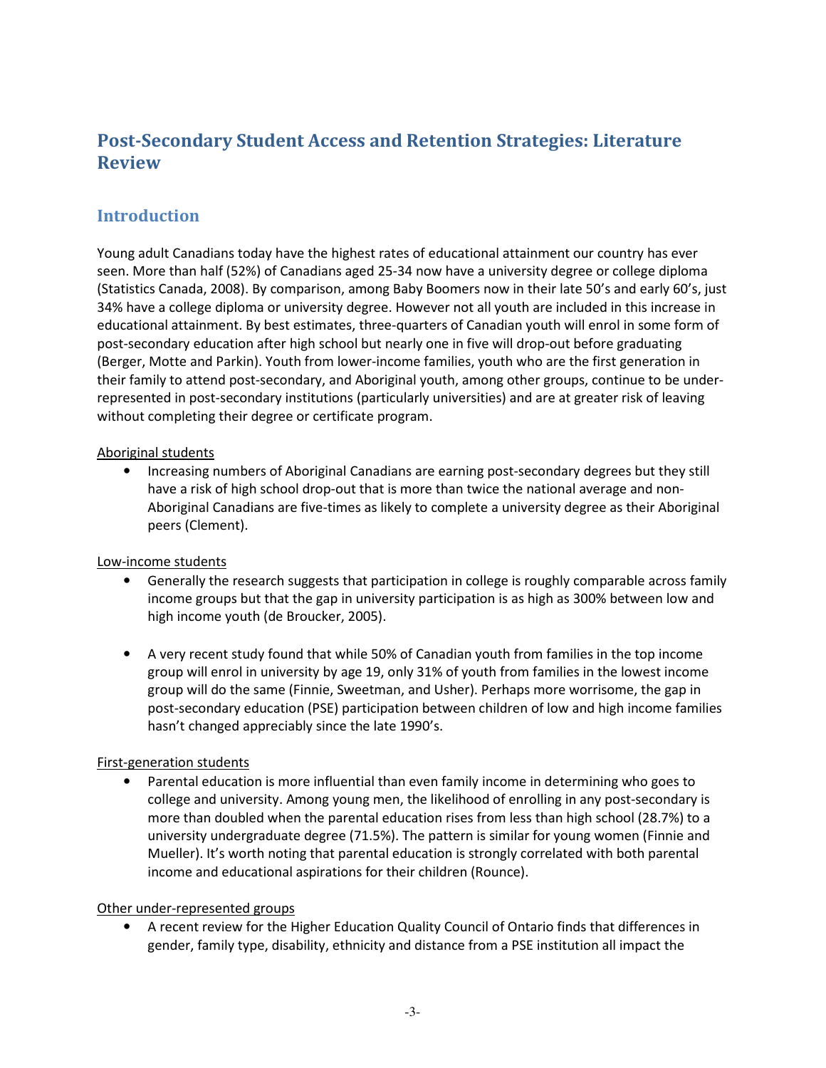# Post-Secondary Student Access and Retention Strategies: Literature Review

## Introduction

Young adult Canadians today have the highest rates of educational attainment our country has ever seen. More than half (52%) of Canadians aged 25-34 now have a university degree or college diploma (Statistics Canada, 2008). By comparison, among Baby Boomers now in their late 50's and early 60's, just 34% have a college diploma or university degree. However not all youth are included in this increase in educational attainment. By best estimates, three-quarters of Canadian youth will enrol in some form of post-secondary education after high school but nearly one in five will drop-out before graduating (Berger, Motte and Parkin). Youth from lower-income families, youth who are the first generation in their family to attend post-secondary, and Aboriginal youth, among other groups, continue to be under-represented in post-secondary institutions (particularly universities) and are at greater risk of leaving without completing their degree or certificate program.

Aboriginal students

- Increasing numbers of Aboriginal Canadians are earning post-secondary degrees but they still have a risk of high school drop-out that is more than twice the national average and non-Aboriginal Canadians are five-times as likely to complete a university degree as their Aboriginal peers (Clement).

Low-income students

- Generally the research suggests that participation in college is roughly comparable across family income groups but that the gap in university participation is as high as 300% between low and high income youth (de Broucker, 2005).

- A very recent study found that while 50% of Canadian youth from families in the top income group will enrol in university by age 19, only 31% of youth from families in the lowest income group will do the same (Finnie, Sweetman, and Usher). Perhaps more worrisome, the gap in post-secondary education (PSE) participation between children of low and high income families hasn't changed appreciably since the late 1990's.

First-generation students

- Parental education is more influential than even family income in determining who goes to college and university. Among young men, the likelihood of enrolling in any post-secondary is more than doubled when the parental education rises from less than high school (28.7%) to a university undergraduate degree (71.5%). The pattern is similar for young women (Finnie and Mueller). It's worth noting that parental education is strongly correlated with both parental income and educational aspirations for their children (Rounce).

Other under-represented groups

- A recent review for the Higher Education Quality Council of Ontario finds that differences in gender, family type, disability, ethnicity and distance from a PSE institution all impact the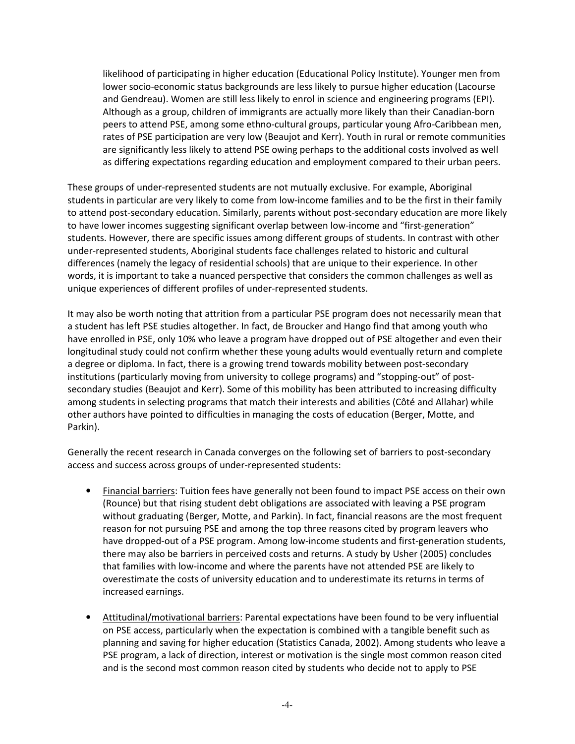likelihood of participating in higher education (Educational Policy Institute). Younger men from lower socio-economic status backgrounds are less likely to pursue higher education (Lacourse and Gendreau). Women are still less likely to enrol in science and engineering programs (EPI). Although as a group, children of immigrants are actually more likely than their Canadian-born peers to attend PSE, among some ethno-cultural groups, particular young Afro-Caribbean men, rates of PSE participation are very low (Beaujot and Kerr). Youth in rural or remote communities are significantly less likely to attend PSE owing perhaps to the additional costs involved as well as differing expectations regarding education and employment compared to their urban peers.

These groups of under-represented students are not mutually exclusive. For example, Aboriginal students in particular are very likely to come from low-income families and to be the first in their family to attend post-secondary education. Similarly, parents without post-secondary education are more likely to have lower incomes suggesting significant overlap between low-income and "first-generation" students. However, there are specific issues among different groups of students. In contrast with other under-represented students, Aboriginal students face challenges related to historic and cultural differences (namely the legacy of residential schools) that are unique to their experience. In other words, it is important to take a nuanced perspective that considers the common challenges as well as unique experiences of different profiles of under-represented students.

It may also be worth noting that attrition from a particular PSE program does not necessarily mean that a student has left PSE studies altogether. In fact, de Broucker and Hango find that among youth who have enrolled in PSE, only 10% who leave a program have dropped out of PSE altogether and even their longitudinal study could not confirm whether these young adults would eventually return and complete a degree or diploma. In fact, there is a growing trend towards mobility between post-secondary institutions (particularly moving from university to college programs) and "stopping-out" of post-secondary studies (Beaujot and Kerr). Some of this mobility has been attributed to increasing difficulty among students in selecting programs that match their interests and abilities (Côté and Allahar) while other authors have pointed to difficulties in managing the costs of education (Berger, Motte, and Parkin).

Generally the recent research in Canada converges on the following set of barriers to post-secondary access and success across groups of under-represented students:

- Financial barriers: Tuition fees have generally not been found to impact PSE access on their own (Rounce) but that rising student debt obligations are associated with leaving a PSE program without graduating (Berger, Motte, and Parkin). In fact, financial reasons are the most frequent reason for not pursuing PSE and among the top three reasons cited by program leavers who have dropped-out of a PSE program. Among low-income students and first-generation students, there may also be barriers in perceived costs and returns. A study by Usher (2005) concludes that families with low-income and where the parents have not attended PSE are likely to overestimate the costs of university education and to underestimate its returns in terms of increased earnings.

- Attitudinal/motivational barriers: Parental expectations have been found to be very influential on PSE access, particularly when the expectation is combined with a tangible benefit such as planning and saving for higher education (Statistics Canada, 2002). Among students who leave a PSE program, a lack of direction, interest or motivation is the single most common reason cited and is the second most common reason cited by students who decide not to apply to PSE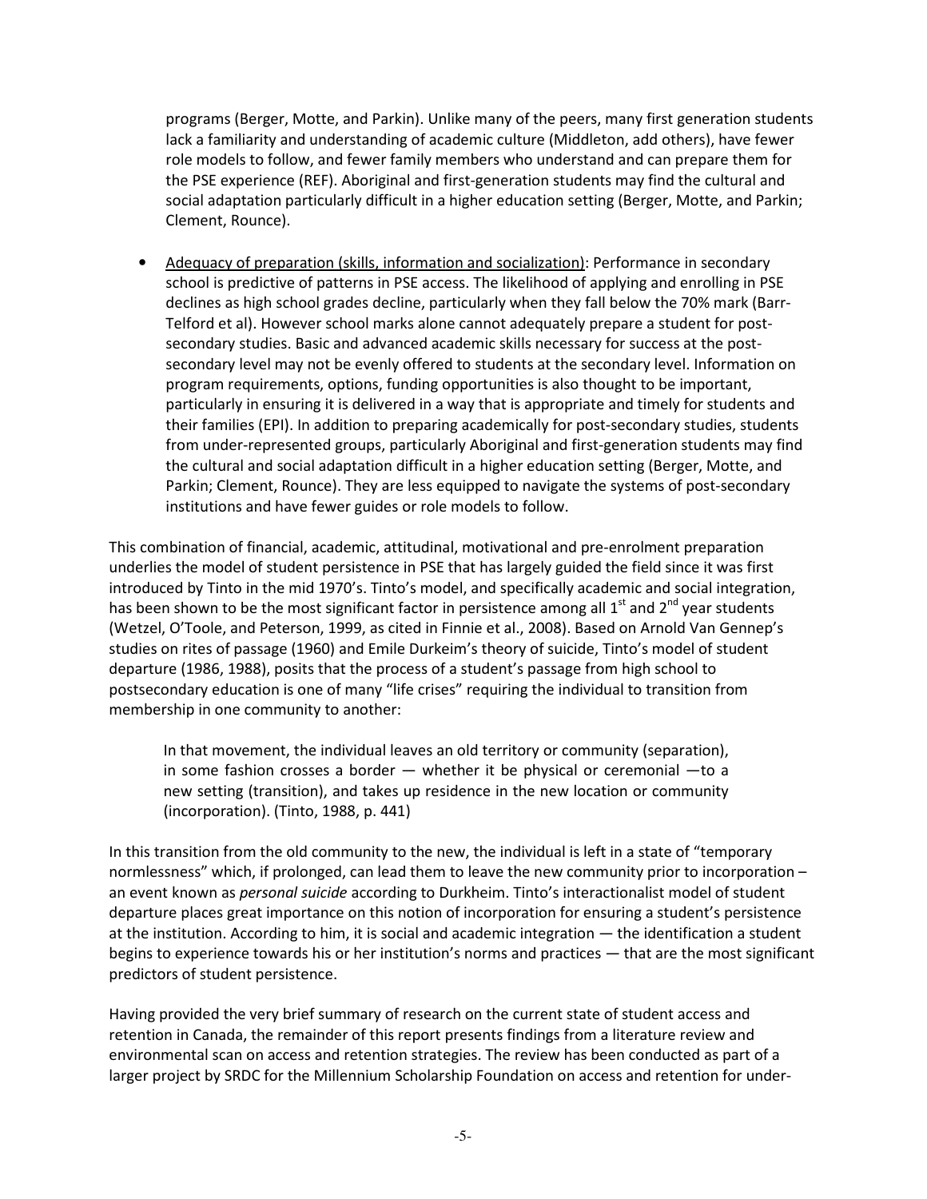programs (Berger, Motte, and Parkin). Unlike many of the peers, many first generation students lack a familiarity and understanding of academic culture (Middleton, add others), have fewer role models to follow, and fewer family members who understand and can prepare them for the PSE experience (REF). Aboriginal and first-generation students may find the cultural and social adaptation particularly difficult in a higher education setting (Berger, Motte, and Parkin; Clement, Rounce).

- Adequacy of preparation (skills, information and socialization): Performance in secondary school is predictive of patterns in PSE access. The likelihood of applying and enrolling in PSE declines as high school grades decline, particularly when they fall below the 70% mark (Barr-Telford et al). However school marks alone cannot adequately prepare a student for post-secondary studies. Basic and advanced academic skills necessary for success at the post-secondary level may not be evenly offered to students at the secondary level. Information on program requirements, options, funding opportunities is also thought to be important, particularly in ensuring it is delivered in a way that is appropriate and timely for students and their families (EPI). In addition to preparing academically for post-secondary studies, students from under-represented groups, particularly Aboriginal and first-generation students may find the cultural and social adaptation difficult in a higher education setting (Berger, Motte, and Parkin; Clement, Rounce). They are less equipped to navigate the systems of post-secondary institutions and have fewer guides or role models to follow.

This combination of financial, academic, attitudinal, motivational and pre-enrolment preparation underlies the model of student persistence in PSE that has largely guided the field since it was first introduced by Tinto in the mid 1970's. Tinto's model, and specifically academic and social integration, has been shown to be the most significant factor in persistence among all 1st and 2nd year students (Wetzel, O'Toole, and Peterson, 1999, as cited in Finnie et al., 2008). Based on Arnold Van Gennep's studies on rites of passage (1960) and Emile Durkeim's theory of suicide, Tinto's model of student departure (1986, 1988), posits that the process of a student's passage from high school to postsecondary education is one of many "life crises" requiring the individual to transition from membership in one community to another:

> In that movement, the individual leaves an old territory or community (separation), in some fashion crosses a border — whether it be physical or ceremonial —to a new setting (transition), and takes up residence in the new location or community (incorporation). (Tinto, 1988, p. 441)

In this transition from the old community to the new, the individual is left in a state of "temporary normlessness" which, if prolonged, can lead them to leave the new community prior to incorporation – an event known as *personal suicide* according to Durkheim. Tinto's interactionalist model of student departure places great importance on this notion of incorporation for ensuring a student's persistence at the institution. According to him, it is social and academic integration — the identification a student begins to experience towards his or her institution's norms and practices — that are the most significant predictors of student persistence.

Having provided the very brief summary of research on the current state of student access and retention in Canada, the remainder of this report presents findings from a literature review and environmental scan on access and retention strategies. The review has been conducted as part of a larger project by SRDC for the Millennium Scholarship Foundation on access and retention for under-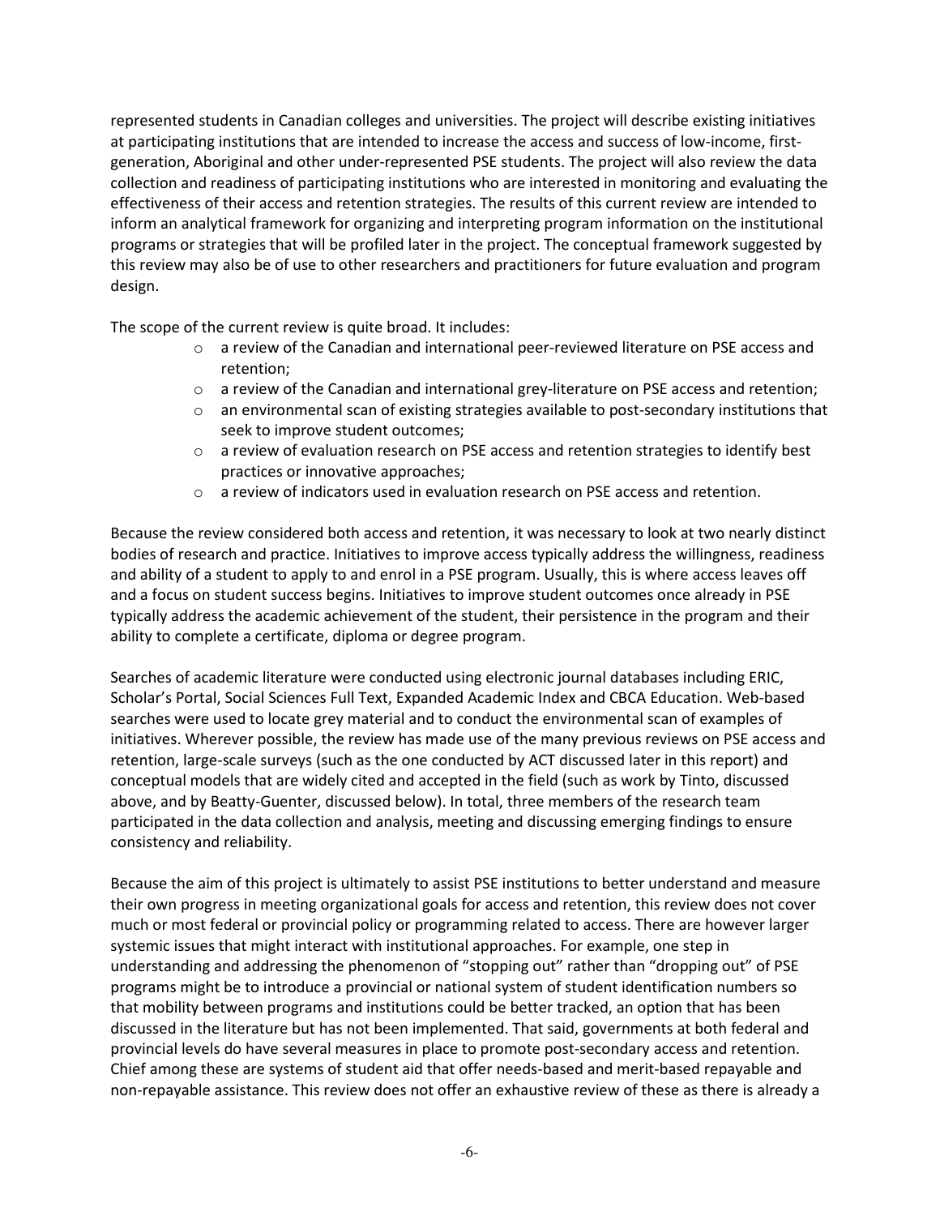represented students in Canadian colleges and universities. The project will describe existing initiatives at participating institutions that are intended to increase the access and success of low-income, first-generation, Aboriginal and other under-represented PSE students. The project will also review the data collection and readiness of participating institutions who are interested in monitoring and evaluating the effectiveness of their access and retention strategies. The results of this current review are intended to inform an analytical framework for organizing and interpreting program information on the institutional programs or strategies that will be profiled later in the project. The conceptual framework suggested by this review may also be of use to other researchers and practitioners for future evaluation and program design.

The scope of the current review is quite broad. It includes:

- a review of the Canadian and international peer-reviewed literature on PSE access and retention;
- a review of the Canadian and international grey-literature on PSE access and retention;
- an environmental scan of existing strategies available to post-secondary institutions that seek to improve student outcomes;
- a review of evaluation research on PSE access and retention strategies to identify best practices or innovative approaches;
- a review of indicators used in evaluation research on PSE access and retention.

Because the review considered both access and retention, it was necessary to look at two nearly distinct bodies of research and practice. Initiatives to improve access typically address the willingness, readiness and ability of a student to apply to and enrol in a PSE program. Usually, this is where access leaves off and a focus on student success begins. Initiatives to improve student outcomes once already in PSE typically address the academic achievement of the student, their persistence in the program and their ability to complete a certificate, diploma or degree program.

Searches of academic literature were conducted using electronic journal databases including ERIC, Scholar's Portal, Social Sciences Full Text, Expanded Academic Index and CBCA Education. Web-based searches were used to locate grey material and to conduct the environmental scan of examples of initiatives. Wherever possible, the review has made use of the many previous reviews on PSE access and retention, large-scale surveys (such as the one conducted by ACT discussed later in this report) and conceptual models that are widely cited and accepted in the field (such as work by Tinto, discussed above, and by Beatty-Guenter, discussed below). In total, three members of the research team participated in the data collection and analysis, meeting and discussing emerging findings to ensure consistency and reliability.

Because the aim of this project is ultimately to assist PSE institutions to better understand and measure their own progress in meeting organizational goals for access and retention, this review does not cover much or most federal or provincial policy or programming related to access. There are however larger systemic issues that might interact with institutional approaches. For example, one step in understanding and addressing the phenomenon of "stopping out" rather than "dropping out" of PSE programs might be to introduce a provincial or national system of student identification numbers so that mobility between programs and institutions could be better tracked, an option that has been discussed in the literature but has not been implemented. That said, governments at both federal and provincial levels do have several measures in place to promote post-secondary access and retention. Chief among these are systems of student aid that offer needs-based and merit-based repayable and non-repayable assistance. This review does not offer an exhaustive review of these as there is already a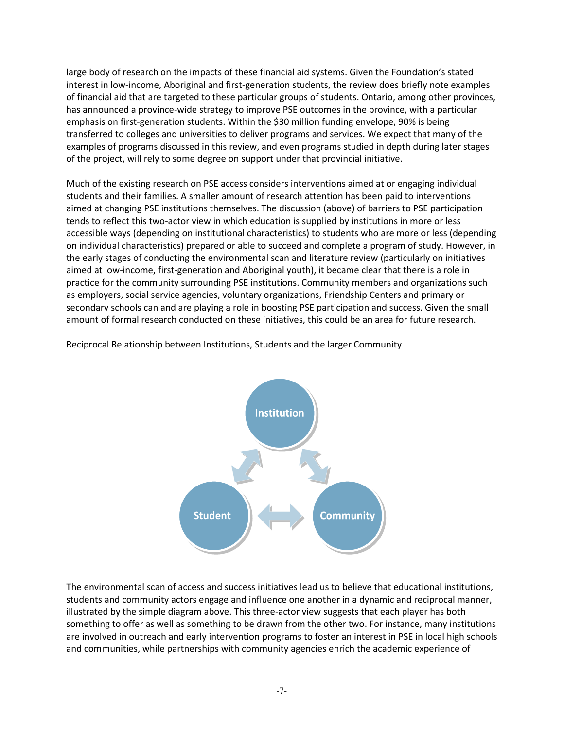large body of research on the impacts of these financial aid systems. Given the Foundation's stated interest in low-income, Aboriginal and first-generation students, the review does briefly note examples of financial aid that are targeted to these particular groups of students. Ontario, among other provinces, has announced a province-wide strategy to improve PSE outcomes in the province, with a particular emphasis on first-generation students. Within the $30 million funding envelope, 90% is being transferred to colleges and universities to deliver programs and services. We expect that many of the examples of programs discussed in this review, and even programs studied in depth during later stages of the project, will rely to some degree on support under that provincial initiative.

Much of the existing research on PSE access considers interventions aimed at or engaging individual students and their families. A smaller amount of research attention has been paid to interventions aimed at changing PSE institutions themselves. The discussion (above) of barriers to PSE participation tends to reflect this two-actor view in which education is supplied by institutions in more or less accessible ways (depending on institutional characteristics) to students who are more or less (depending on individual characteristics) prepared or able to succeed and complete a program of study. However, in the early stages of conducting the environmental scan and literature review (particularly on initiatives aimed at low-income, first-generation and Aboriginal youth), it became clear that there is a role in practice for the community surrounding PSE institutions. Community members and organizations such as employers, social service agencies, voluntary organizations, Friendship Centers and primary or secondary schools can and are playing a role in boosting PSE participation and success. Given the small amount of formal research conducted on these initiatives, this could be an area for future research.

<u>Reciprocal Relationship between Institutions, Students and the larger Community</u>

Institution

Student

Community

The environmental scan of access and success initiatives lead us to believe that educational institutions, students and community actors engage and influence one another in a dynamic and reciprocal manner, illustrated by the simple diagram above. This three-actor view suggests that each player has both something to offer as well as something to be drawn from the other two. For instance, many institutions are involved in outreach and early intervention programs to foster an interest in PSE in local high schools and communities, while partnerships with community agencies enrich the academic experience of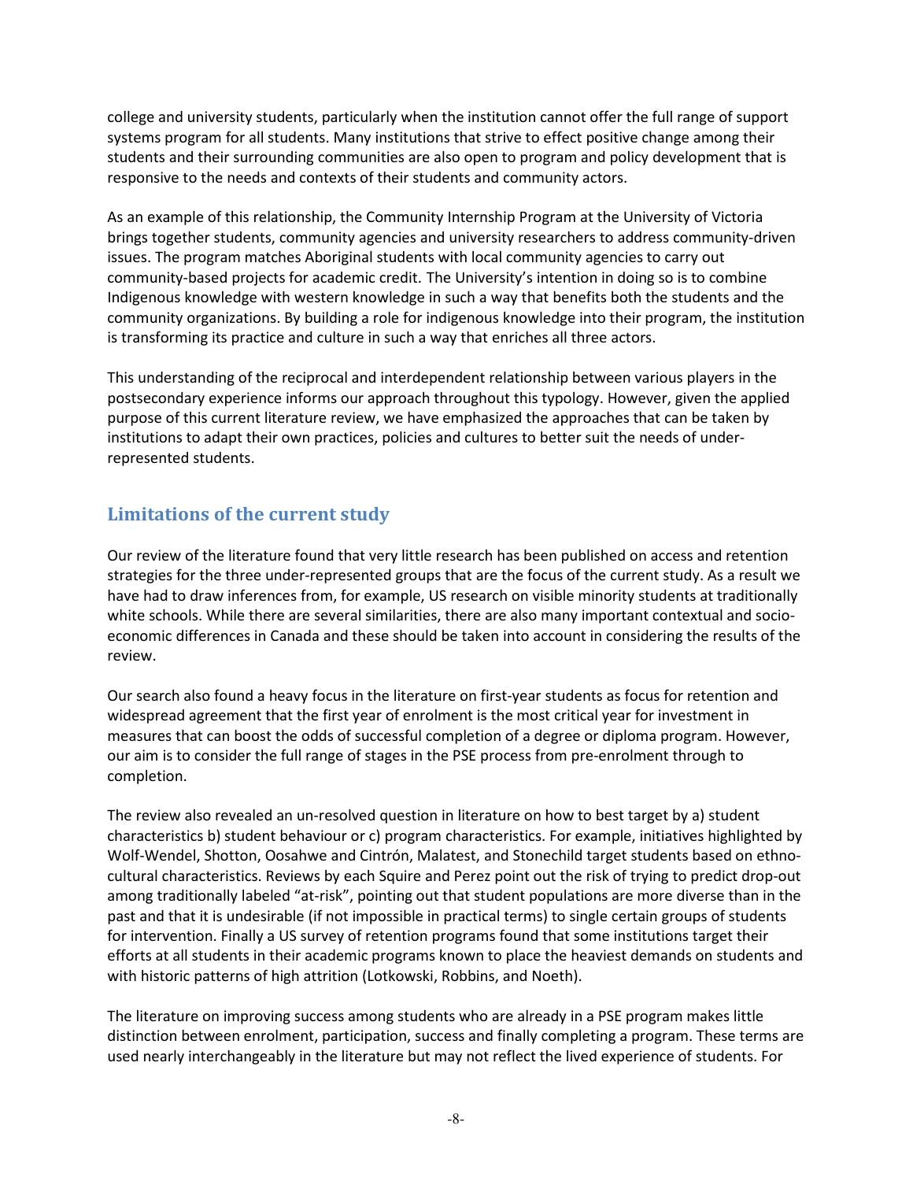college and university students, particularly when the institution cannot offer the full range of support systems program for all students. Many institutions that strive to effect positive change among their students and their surrounding communities are also open to program and policy development that is responsive to the needs and contexts of their students and community actors.

As an example of this relationship, the Community Internship Program at the University of Victoria brings together students, community agencies and university researchers to address community-driven issues. The program matches Aboriginal students with local community agencies to carry out community-based projects for academic credit. The University's intention in doing so is to combine Indigenous knowledge with western knowledge in such a way that benefits both the students and the community organizations. By building a role for indigenous knowledge into their program, the institution is transforming its practice and culture in such a way that enriches all three actors.

This understanding of the reciprocal and interdependent relationship between various players in the postsecondary experience informs our approach throughout this typology. However, given the applied purpose of this current literature review, we have emphasized the approaches that can be taken by institutions to adapt their own practices, policies and cultures to better suit the needs of under-represented students.

## Limitations of the current study

Our review of the literature found that very little research has been published on access and retention strategies for the three under-represented groups that are the focus of the current study. As a result we have had to draw inferences from, for example, US research on visible minority students at traditionally white schools. While there are several similarities, there are also many important contextual and socio-economic differences in Canada and these should be taken into account in considering the results of the review.

Our search also found a heavy focus in the literature on first-year students as focus for retention and widespread agreement that the first year of enrolment is the most critical year for investment in measures that can boost the odds of successful completion of a degree or diploma program. However, our aim is to consider the full range of stages in the PSE process from pre-enrolment through to completion.

The review also revealed an un-resolved question in literature on how to best target by a) student characteristics b) student behaviour or c) program characteristics. For example, initiatives highlighted by Wolf-Wendel, Shotton, Oosahwe and Cintrón, Malatest, and Stonechild target students based on ethno-cultural characteristics. Reviews by each Squire and Perez point out the risk of trying to predict drop-out among traditionally labeled "at-risk", pointing out that student populations are more diverse than in the past and that it is undesirable (if not impossible in practical terms) to single certain groups of students for intervention. Finally a US survey of retention programs found that some institutions target their efforts at all students in their academic programs known to place the heaviest demands on students and with historic patterns of high attrition (Lotkowski, Robbins, and Noeth).

The literature on improving success among students who are already in a PSE program makes little distinction between enrolment, participation, success and finally completing a program. These terms are used nearly interchangeably in the literature but may not reflect the lived experience of students. For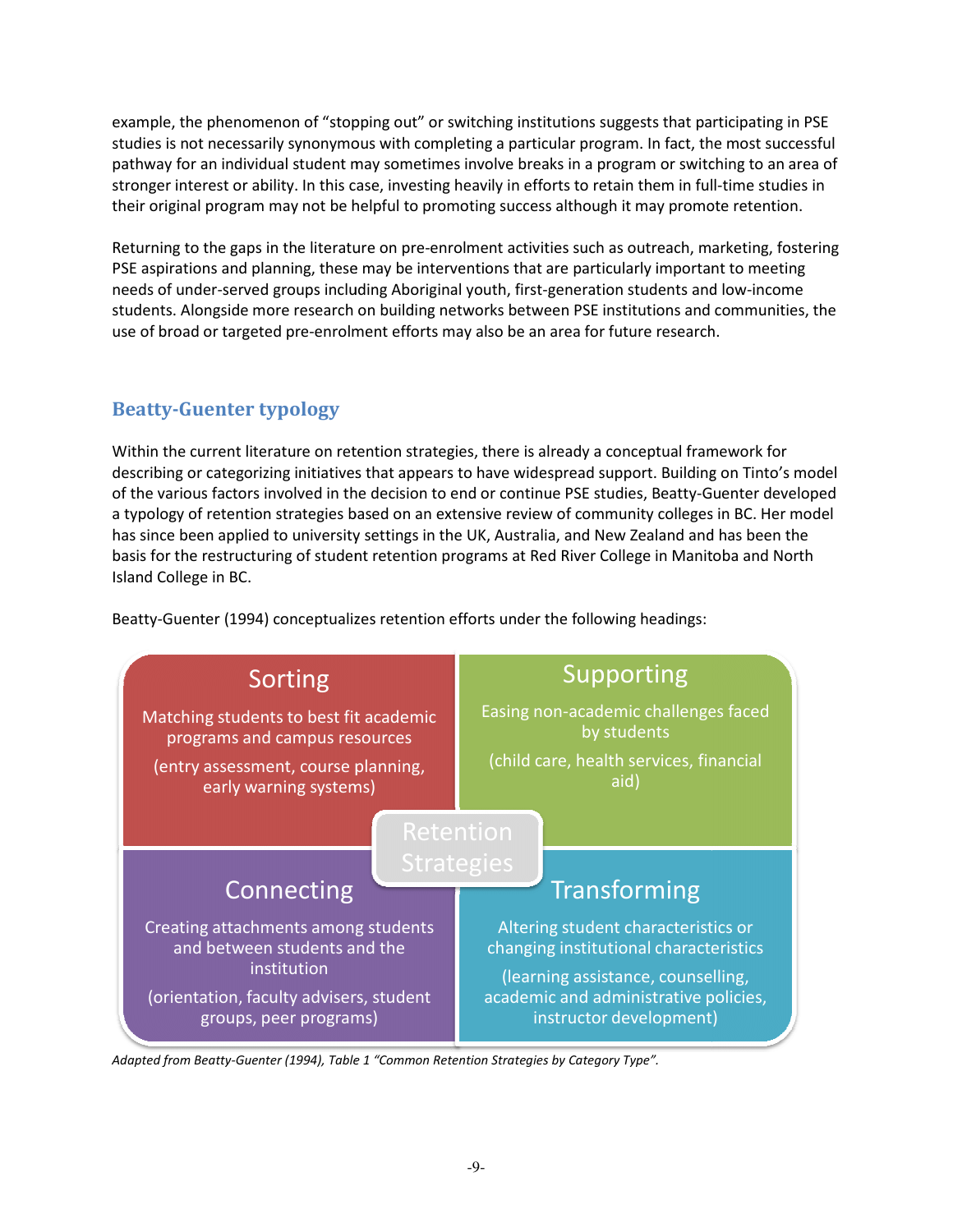example, the phenomenon of "stopping out" or switching institutions suggests that participating in PSE studies is not necessarily synonymous with completing a particular program. In fact, the most successful pathway for an individual student may sometimes involve breaks in a program or switching to an area of stronger interest or ability. In this case, investing heavily in efforts to retain them in full-time studies in their original program may not be helpful to promoting success although it may promote retention.

Returning to the gaps in the literature on pre-enrolment activities such as outreach, marketing, fostering PSE aspirations and planning, these may be interventions that are particularly important to meeting needs of under-served groups including Aboriginal youth, first-generation students and low-income students. Alongside more research on building networks between PSE institutions and communities, the use of broad or targeted pre-enrolment efforts may also be an area for future research.

## Beatty-Guenter typology

Within the current literature on retention strategies, there is already a conceptual framework for describing or categorizing initiatives that appears to have widespread support. Building on Tinto's model of the various factors involved in the decision to end or continue PSE studies, Beatty-Guenter developed a typology of retention strategies based on an extensive review of community colleges in BC. Her model has since been applied to university settings in the UK, Australia, and New Zealand and has been the basis for the restructuring of student retention programs at Red River College in Manitoba and North Island College in BC.

Beatty-Guenter (1994) conceptualizes retention efforts under the following headings:

**Retention Strategies**

| Sorting | Supporting |
|---|---|
| Matching students to best fit academic programs and campus resources (entry assessment, course planning, early warning systems) | Easing non-academic challenges faced by students (child care, health services, financial aid) |
| **Connecting** | **Transforming** |
| Creating attachments among students and between students and the institution (orientation, faculty advisers, student groups, peer programs) | Altering student characteristics or changing institutional characteristics (learning assistance, counselling, academic and administrative policies, instructor development) |

*Adapted from Beatty-Guenter (1994), Table 1 "Common Retention Strategies by Category Type".*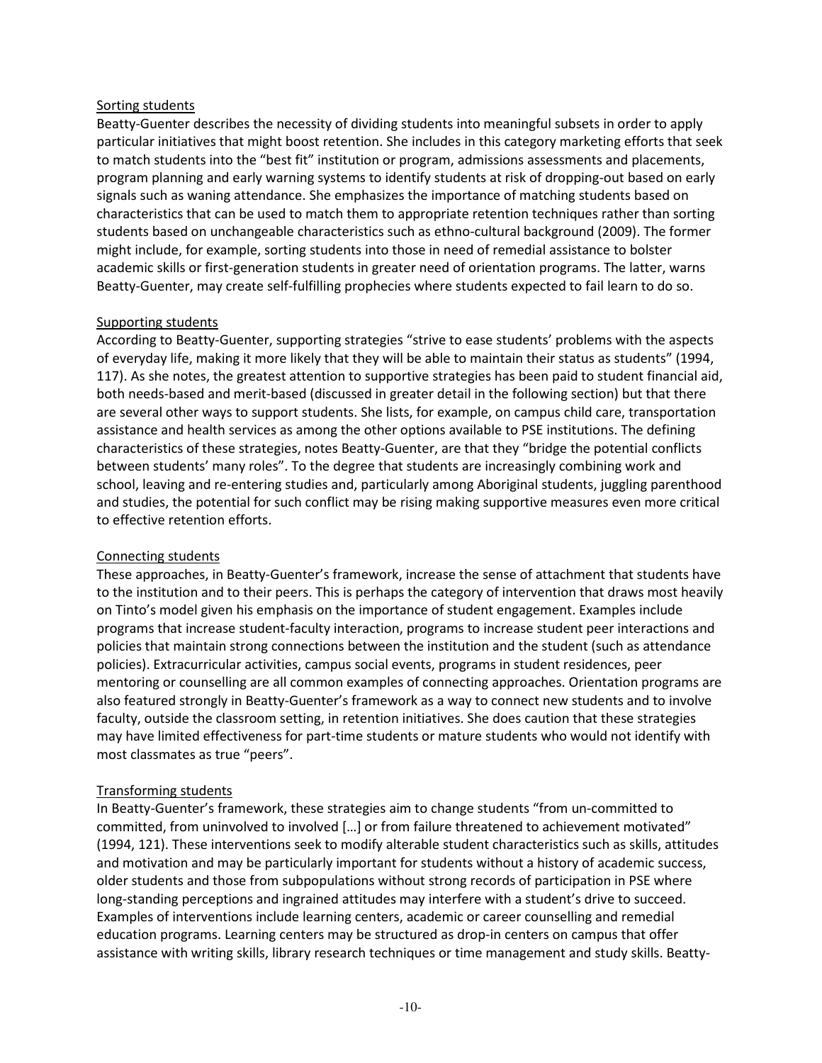Sorting students

Beatty-Guenter describes the necessity of dividing students into meaningful subsets in order to apply particular initiatives that might boost retention. She includes in this category marketing efforts that seek to match students into the "best fit" institution or program, admissions assessments and placements, program planning and early warning systems to identify students at risk of dropping-out based on early signals such as waning attendance. She emphasizes the importance of matching students based on characteristics that can be used to match them to appropriate retention techniques rather than sorting students based on unchangeable characteristics such as ethno-cultural background (2009). The former might include, for example, sorting students into those in need of remedial assistance to bolster academic skills or first-generation students in greater need of orientation programs. The latter, warns Beatty-Guenter, may create self-fulfilling prophecies where students expected to fail learn to do so.

Supporting students

According to Beatty-Guenter, supporting strategies "strive to ease students' problems with the aspects of everyday life, making it more likely that they will be able to maintain their status as students" (1994, 117). As she notes, the greatest attention to supportive strategies has been paid to student financial aid, both needs-based and merit-based (discussed in greater detail in the following section) but that there are several other ways to support students. She lists, for example, on campus child care, transportation assistance and health services as among the other options available to PSE institutions. The defining characteristics of these strategies, notes Beatty-Guenter, are that they "bridge the potential conflicts between students' many roles". To the degree that students are increasingly combining work and school, leaving and re-entering studies and, particularly among Aboriginal students, juggling parenthood and studies, the potential for such conflict may be rising making supportive measures even more critical to effective retention efforts.

Connecting students

These approaches, in Beatty-Guenter's framework, increase the sense of attachment that students have to the institution and to their peers. This is perhaps the category of intervention that draws most heavily on Tinto's model given his emphasis on the importance of student engagement. Examples include programs that increase student-faculty interaction, programs to increase student peer interactions and policies that maintain strong connections between the institution and the student (such as attendance policies). Extracurricular activities, campus social events, programs in student residences, peer mentoring or counselling are all common examples of connecting approaches. Orientation programs are also featured strongly in Beatty-Guenter's framework as a way to connect new students and to involve faculty, outside the classroom setting, in retention initiatives. She does caution that these strategies may have limited effectiveness for part-time students or mature students who would not identify with most classmates as true "peers".

Transforming students

In Beatty-Guenter's framework, these strategies aim to change students "from un-committed to committed, from uninvolved to involved […] or from failure threatened to achievement motivated" (1994, 121). These interventions seek to modify alterable student characteristics such as skills, attitudes and motivation and may be particularly important for students without a history of academic success, older students and those from subpopulations without strong records of participation in PSE where long-standing perceptions and ingrained attitudes may interfere with a student's drive to succeed. Examples of interventions include learning centers, academic or career counselling and remedial education programs. Learning centers may be structured as drop-in centers on campus that offer assistance with writing skills, library research techniques or time management and study skills. Beatty-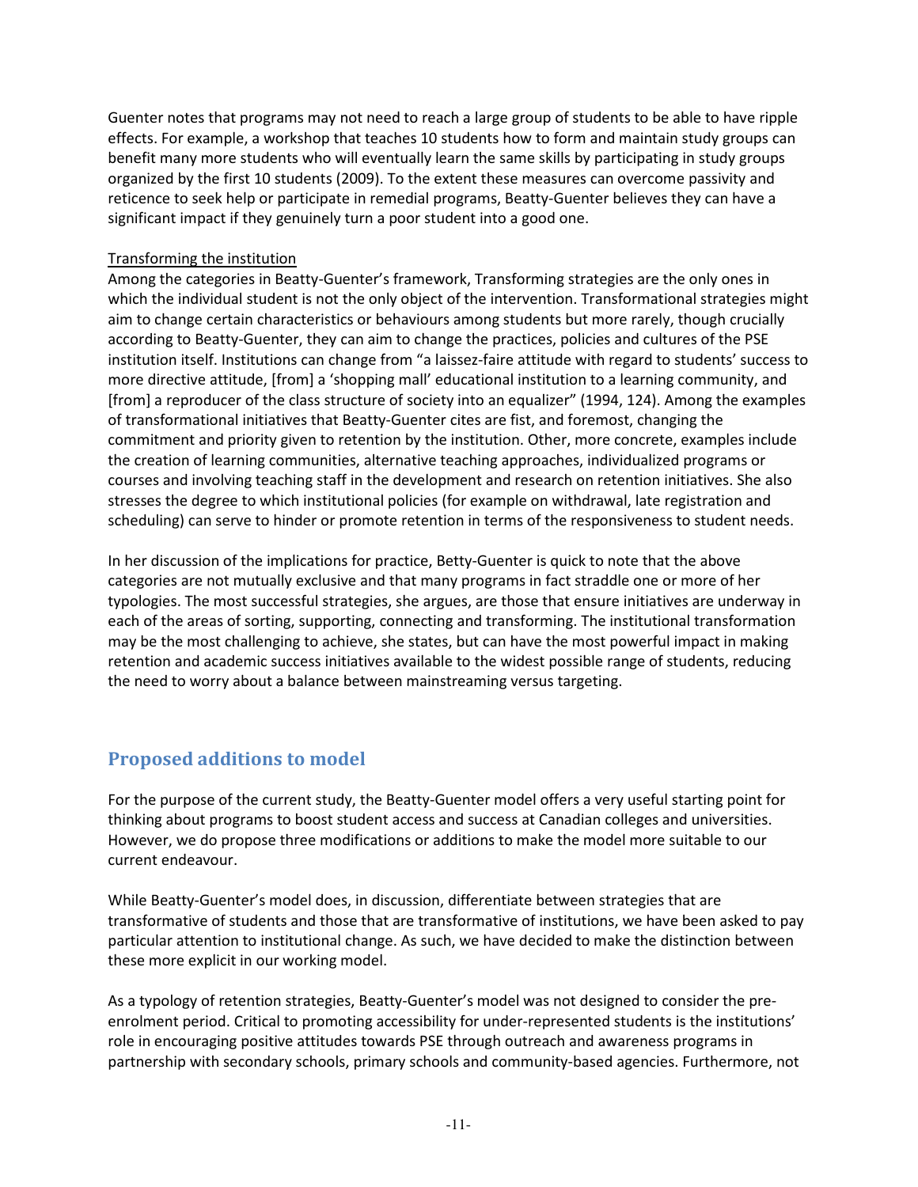Guenter notes that programs may not need to reach a large group of students to be able to have ripple effects. For example, a workshop that teaches 10 students how to form and maintain study groups can benefit many more students who will eventually learn the same skills by participating in study groups organized by the first 10 students (2009). To the extent these measures can overcome passivity and reticence to seek help or participate in remedial programs, Beatty-Guenter believes they can have a significant impact if they genuinely turn a poor student into a good one.

Transforming the institution

Among the categories in Beatty-Guenter's framework, Transforming strategies are the only ones in which the individual student is not the only object of the intervention. Transformational strategies might aim to change certain characteristics or behaviours among students but more rarely, though crucially according to Beatty-Guenter, they can aim to change the practices, policies and cultures of the PSE institution itself. Institutions can change from "a laissez-faire attitude with regard to students' success to more directive attitude, [from] a 'shopping mall' educational institution to a learning community, and [from] a reproducer of the class structure of society into an equalizer" (1994, 124). Among the examples of transformational initiatives that Beatty-Guenter cites are fist, and foremost, changing the commitment and priority given to retention by the institution. Other, more concrete, examples include the creation of learning communities, alternative teaching approaches, individualized programs or courses and involving teaching staff in the development and research on retention initiatives. She also stresses the degree to which institutional policies (for example on withdrawal, late registration and scheduling) can serve to hinder or promote retention in terms of the responsiveness to student needs.

In her discussion of the implications for practice, Betty-Guenter is quick to note that the above categories are not mutually exclusive and that many programs in fact straddle one or more of her typologies. The most successful strategies, she argues, are those that ensure initiatives are underway in each of the areas of sorting, supporting, connecting and transforming. The institutional transformation may be the most challenging to achieve, she states, but can have the most powerful impact in making retention and academic success initiatives available to the widest possible range of students, reducing the need to worry about a balance between mainstreaming versus targeting.

## Proposed additions to model

For the purpose of the current study, the Beatty-Guenter model offers a very useful starting point for thinking about programs to boost student access and success at Canadian colleges and universities. However, we do propose three modifications or additions to make the model more suitable to our current endeavour.

While Beatty-Guenter's model does, in discussion, differentiate between strategies that are transformative of students and those that are transformative of institutions, we have been asked to pay particular attention to institutional change. As such, we have decided to make the distinction between these more explicit in our working model.

As a typology of retention strategies, Beatty-Guenter's model was not designed to consider the pre-enrolment period. Critical to promoting accessibility for under-represented students is the institutions' role in encouraging positive attitudes towards PSE through outreach and awareness programs in partnership with secondary schools, primary schools and community-based agencies. Furthermore, not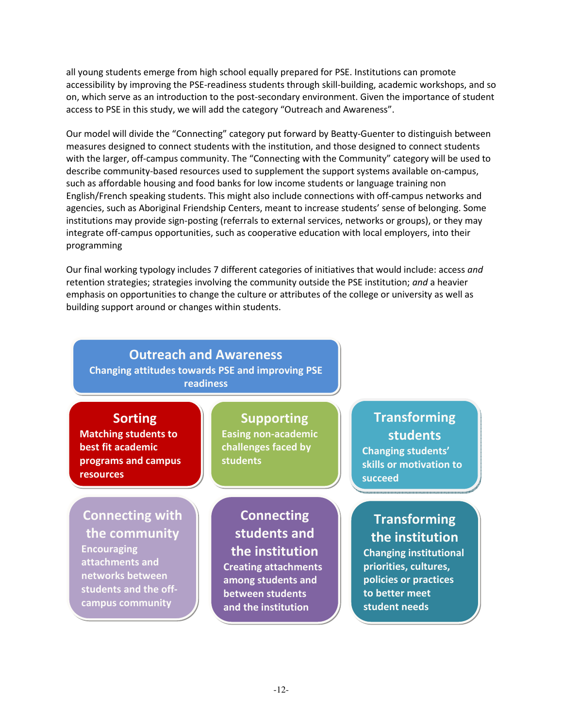all young students emerge from high school equally prepared for PSE. Institutions can promote accessibility by improving the PSE-readiness students through skill-building, academic workshops, and so on, which serve as an introduction to the post-secondary environment. Given the importance of student access to PSE in this study, we will add the category "Outreach and Awareness".

Our model will divide the "Connecting" category put forward by Beatty-Guenter to distinguish between measures designed to connect students with the institution, and those designed to connect students with the larger, off-campus community. The "Connecting with the Community" category will be used to describe community-based resources used to supplement the support systems available on-campus, such as affordable housing and food banks for low income students or language training non English/French speaking students. This might also include connections with off-campus networks and agencies, such as Aboriginal Friendship Centers, meant to increase students' sense of belonging. Some institutions may provide sign-posting (referrals to external services, networks or groups), or they may integrate off-campus opportunities, such as cooperative education with local employers, into their programming

Our final working typology includes 7 different categories of initiatives that would include: access *and* retention strategies; strategies involving the community outside the PSE institution; *and* a heavier emphasis on opportunities to change the culture or attributes of the college or university as well as building support around or changes within students.

**Outreach and Awareness**
Changing attitudes towards PSE and improving PSE readiness

**Sorting**
Matching students to best fit academic programs and campus resources

**Supporting**
Easing non-academic challenges faced by students

**Transforming students**
Changing students' skills or motivation to succeed

**Connecting with the community**
Encouraging attachments and networks between students and the off-campus community

**Connecting students and the institution**
Creating attachments among students and between students and the institution

**Transforming the institution**
Changing institutional priorities, cultures, policies or practices to better meet student needs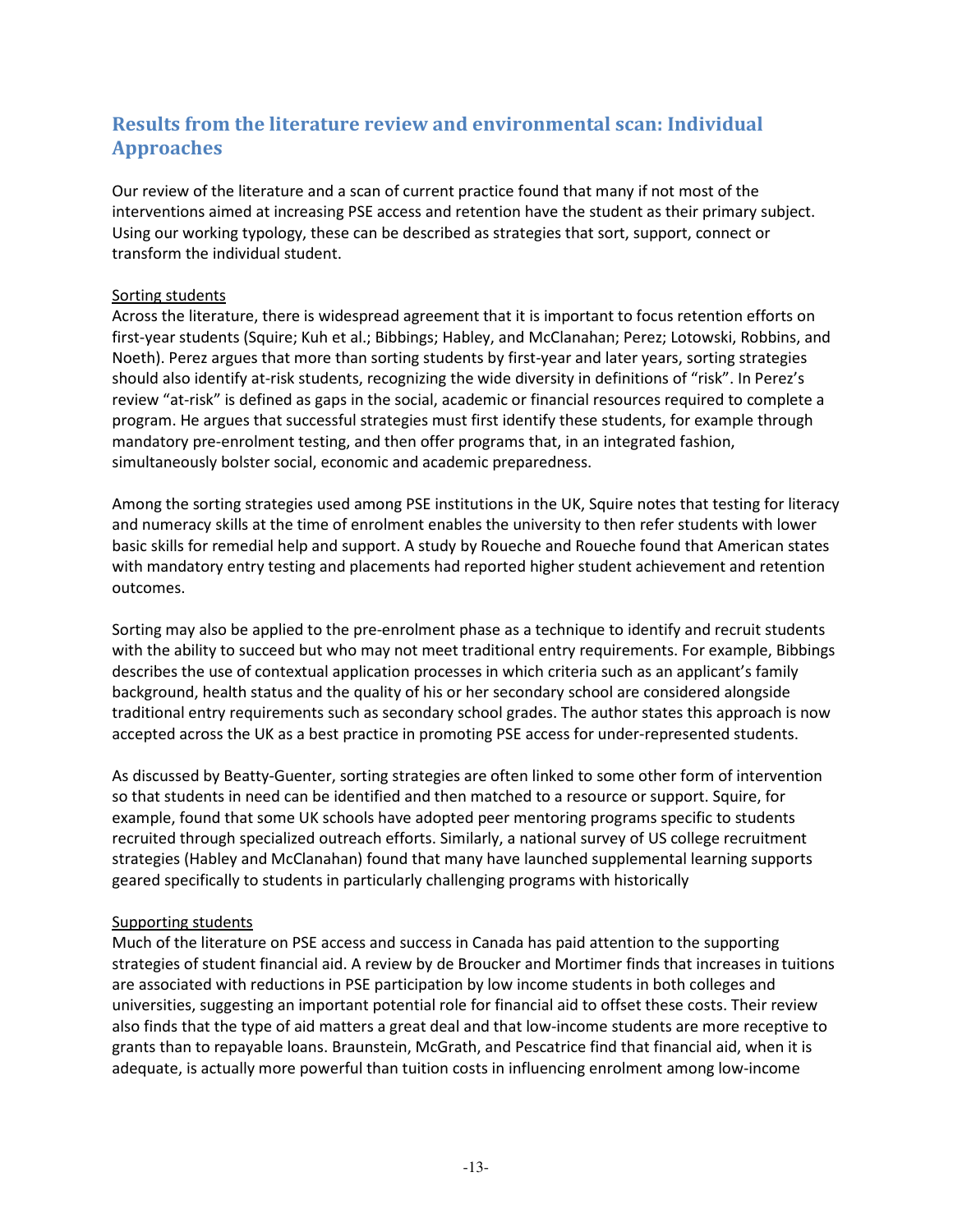## Results from the literature review and environmental scan: Individual Approaches

Our review of the literature and a scan of current practice found that many if not most of the interventions aimed at increasing PSE access and retention have the student as their primary subject. Using our working typology, these can be described as strategies that sort, support, connect or transform the individual student.

Sorting students

Across the literature, there is widespread agreement that it is important to focus retention efforts on first-year students (Squire; Kuh et al.; Bibbings; Habley, and McClanahan; Perez; Lotowski, Robbins, and Noeth). Perez argues that more than sorting students by first-year and later years, sorting strategies should also identify at-risk students, recognizing the wide diversity in definitions of "risk". In Perez's review "at-risk" is defined as gaps in the social, academic or financial resources required to complete a program. He argues that successful strategies must first identify these students, for example through mandatory pre-enrolment testing, and then offer programs that, in an integrated fashion, simultaneously bolster social, economic and academic preparedness.

Among the sorting strategies used among PSE institutions in the UK, Squire notes that testing for literacy and numeracy skills at the time of enrolment enables the university to then refer students with lower basic skills for remedial help and support. A study by Roueche and Roueche found that American states with mandatory entry testing and placements had reported higher student achievement and retention outcomes.

Sorting may also be applied to the pre-enrolment phase as a technique to identify and recruit students with the ability to succeed but who may not meet traditional entry requirements. For example, Bibbings describes the use of contextual application processes in which criteria such as an applicant's family background, health status and the quality of his or her secondary school are considered alongside traditional entry requirements such as secondary school grades. The author states this approach is now accepted across the UK as a best practice in promoting PSE access for under-represented students.

As discussed by Beatty-Guenter, sorting strategies are often linked to some other form of intervention so that students in need can be identified and then matched to a resource or support. Squire, for example, found that some UK schools have adopted peer mentoring programs specific to students recruited through specialized outreach efforts. Similarly, a national survey of US college recruitment strategies (Habley and McClanahan) found that many have launched supplemental learning supports geared specifically to students in particularly challenging programs with historically

Supporting students

Much of the literature on PSE access and success in Canada has paid attention to the supporting strategies of student financial aid. A review by de Broucker and Mortimer finds that increases in tuitions are associated with reductions in PSE participation by low income students in both colleges and universities, suggesting an important potential role for financial aid to offset these costs. Their review also finds that the type of aid matters a great deal and that low-income students are more receptive to grants than to repayable loans. Braunstein, McGrath, and Pescatrice find that financial aid, when it is adequate, is actually more powerful than tuition costs in influencing enrolment among low-income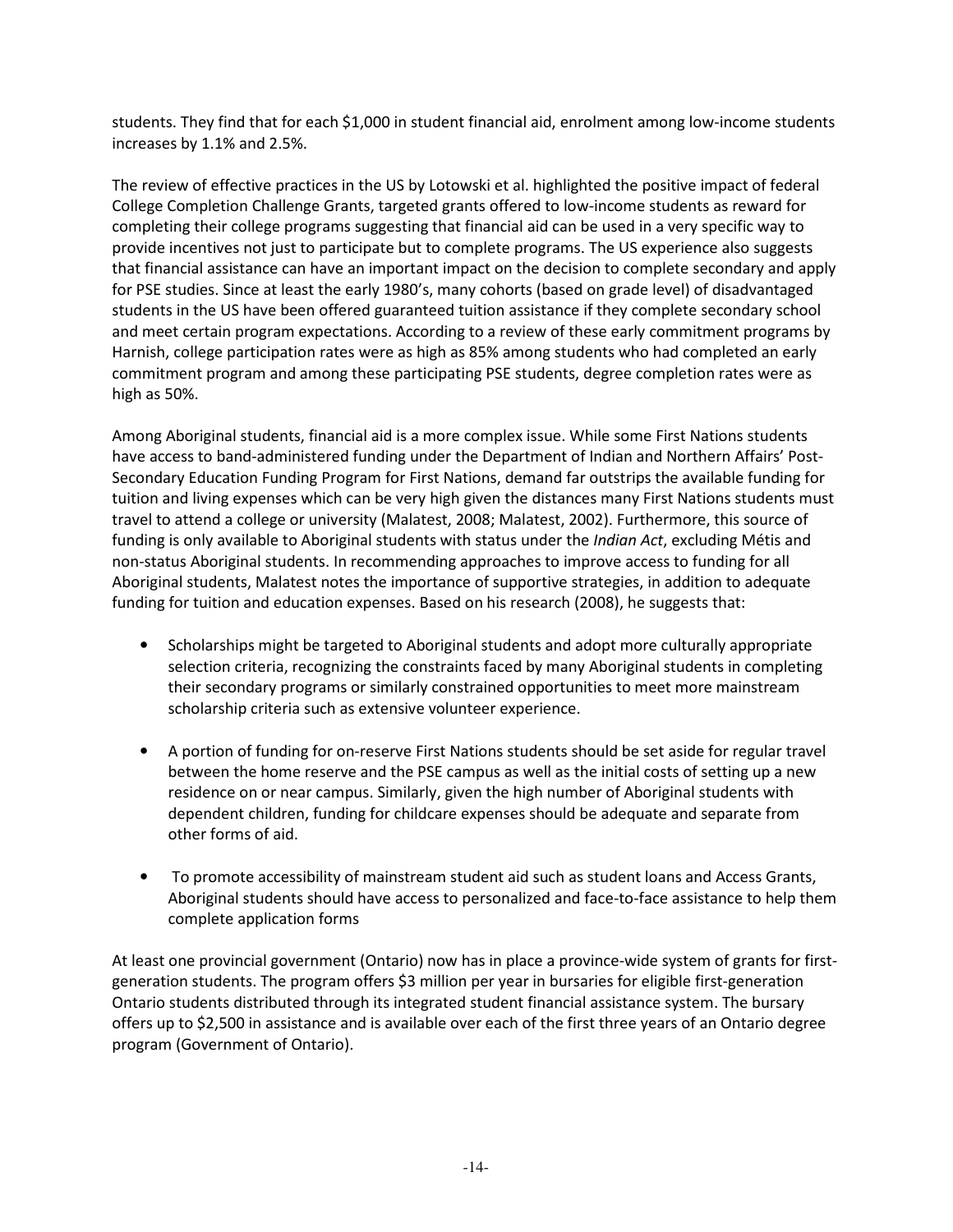students. They find that for each $1,000 in student financial aid, enrolment among low-income students increases by 1.1% and 2.5%.

The review of effective practices in the US by Lotowski et al. highlighted the positive impact of federal College Completion Challenge Grants, targeted grants offered to low-income students as reward for completing their college programs suggesting that financial aid can be used in a very specific way to provide incentives not just to participate but to complete programs. The US experience also suggests that financial assistance can have an important impact on the decision to complete secondary and apply for PSE studies. Since at least the early 1980's, many cohorts (based on grade level) of disadvantaged students in the US have been offered guaranteed tuition assistance if they complete secondary school and meet certain program expectations. According to a review of these early commitment programs by Harnish, college participation rates were as high as 85% among students who had completed an early commitment program and among these participating PSE students, degree completion rates were as high as 50%.

Among Aboriginal students, financial aid is a more complex issue. While some First Nations students have access to band-administered funding under the Department of Indian and Northern Affairs' Post-Secondary Education Funding Program for First Nations, demand far outstrips the available funding for tuition and living expenses which can be very high given the distances many First Nations students must travel to attend a college or university (Malatest, 2008; Malatest, 2002). Furthermore, this source of funding is only available to Aboriginal students with status under the *Indian Act*, excluding Métis and non-status Aboriginal students. In recommending approaches to improve access to funding for all Aboriginal students, Malatest notes the importance of supportive strategies, in addition to adequate funding for tuition and education expenses. Based on his research (2008), he suggests that:

- Scholarships might be targeted to Aboriginal students and adopt more culturally appropriate selection criteria, recognizing the constraints faced by many Aboriginal students in completing their secondary programs or similarly constrained opportunities to meet more mainstream scholarship criteria such as extensive volunteer experience.

- A portion of funding for on-reserve First Nations students should be set aside for regular travel between the home reserve and the PSE campus as well as the initial costs of setting up a new residence on or near campus. Similarly, given the high number of Aboriginal students with dependent children, funding for childcare expenses should be adequate and separate from other forms of aid.

- To promote accessibility of mainstream student aid such as student loans and Access Grants, Aboriginal students should have access to personalized and face-to-face assistance to help them complete application forms

At least one provincial government (Ontario) now has in place a province-wide system of grants for first-generation students. The program offers $3 million per year in bursaries for eligible first-generation Ontario students distributed through its integrated student financial assistance system. The bursary offers up to $2,500 in assistance and is available over each of the first three years of an Ontario degree program (Government of Ontario).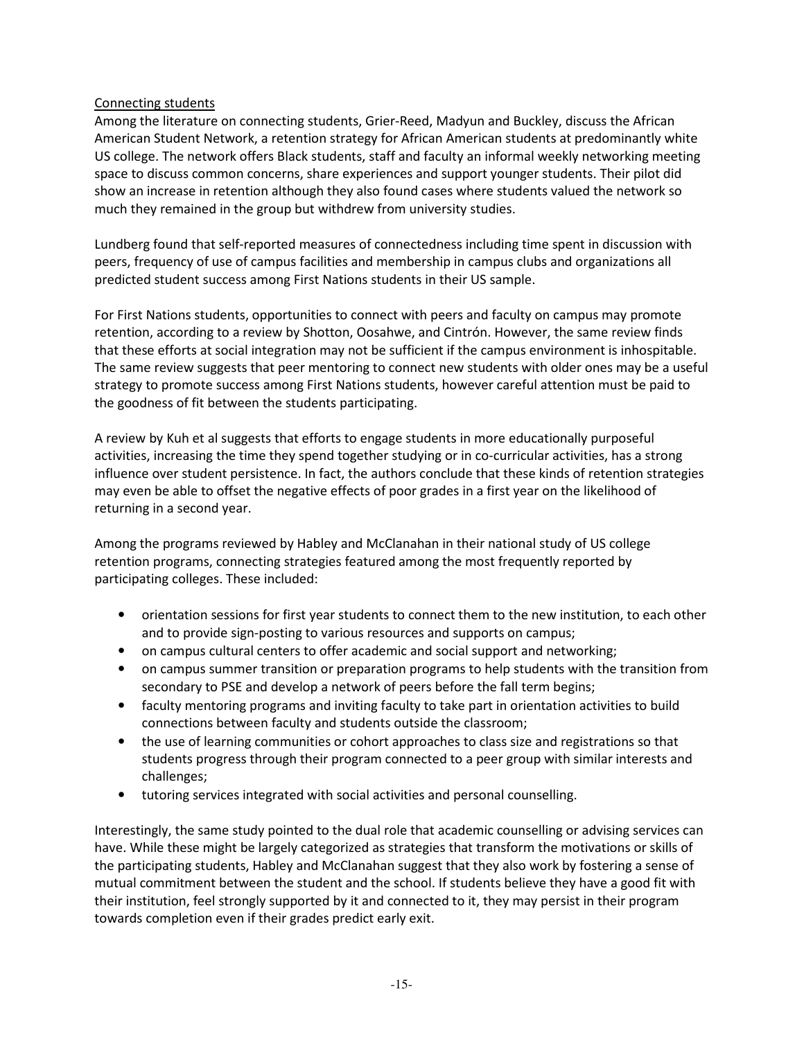<u>Connecting students</u>

Among the literature on connecting students, Grier-Reed, Madyun and Buckley, discuss the African American Student Network, a retention strategy for African American students at predominantly white US college. The network offers Black students, staff and faculty an informal weekly networking meeting space to discuss common concerns, share experiences and support younger students. Their pilot did show an increase in retention although they also found cases where students valued the network so much they remained in the group but withdrew from university studies.

Lundberg found that self-reported measures of connectedness including time spent in discussion with peers, frequency of use of campus facilities and membership in campus clubs and organizations all predicted student success among First Nations students in their US sample.

For First Nations students, opportunities to connect with peers and faculty on campus may promote retention, according to a review by Shotton, Oosahwe, and Cintrón. However, the same review finds that these efforts at social integration may not be sufficient if the campus environment is inhospitable. The same review suggests that peer mentoring to connect new students with older ones may be a useful strategy to promote success among First Nations students, however careful attention must be paid to the goodness of fit between the students participating.

A review by Kuh et al suggests that efforts to engage students in more educationally purposeful activities, increasing the time they spend together studying or in co-curricular activities, has a strong influence over student persistence. In fact, the authors conclude that these kinds of retention strategies may even be able to offset the negative effects of poor grades in a first year on the likelihood of returning in a second year.

Among the programs reviewed by Habley and McClanahan in their national study of US college retention programs, connecting strategies featured among the most frequently reported by participating colleges. These included:

- orientation sessions for first year students to connect them to the new institution, to each other and to provide sign-posting to various resources and supports on campus;
- on campus cultural centers to offer academic and social support and networking;
- on campus summer transition or preparation programs to help students with the transition from secondary to PSE and develop a network of peers before the fall term begins;
- faculty mentoring programs and inviting faculty to take part in orientation activities to build connections between faculty and students outside the classroom;
- the use of learning communities or cohort approaches to class size and registrations so that students progress through their program connected to a peer group with similar interests and challenges;
- tutoring services integrated with social activities and personal counselling.

Interestingly, the same study pointed to the dual role that academic counselling or advising services can have. While these might be largely categorized as strategies that transform the motivations or skills of the participating students, Habley and McClanahan suggest that they also work by fostering a sense of mutual commitment between the student and the school. If students believe they have a good fit with their institution, feel strongly supported by it and connected to it, they may persist in their program towards completion even if their grades predict early exit.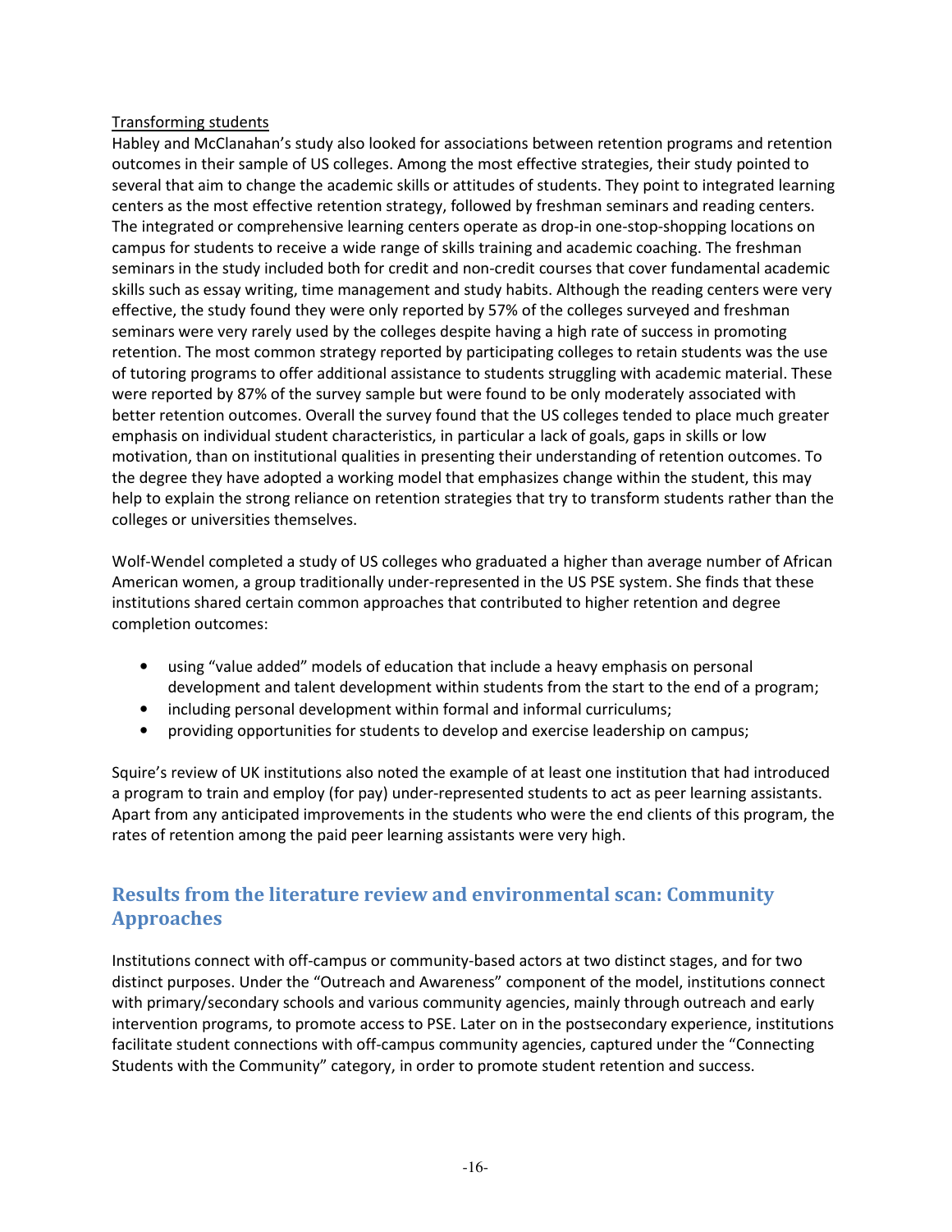Transforming students

Habley and McClanahan's study also looked for associations between retention programs and retention outcomes in their sample of US colleges. Among the most effective strategies, their study pointed to several that aim to change the academic skills or attitudes of students. They point to integrated learning centers as the most effective retention strategy, followed by freshman seminars and reading centers. The integrated or comprehensive learning centers operate as drop-in one-stop-shopping locations on campus for students to receive a wide range of skills training and academic coaching. The freshman seminars in the study included both for credit and non-credit courses that cover fundamental academic skills such as essay writing, time management and study habits. Although the reading centers were very effective, the study found they were only reported by 57% of the colleges surveyed and freshman seminars were very rarely used by the colleges despite having a high rate of success in promoting retention. The most common strategy reported by participating colleges to retain students was the use of tutoring programs to offer additional assistance to students struggling with academic material. These were reported by 87% of the survey sample but were found to be only moderately associated with better retention outcomes. Overall the survey found that the US colleges tended to place much greater emphasis on individual student characteristics, in particular a lack of goals, gaps in skills or low motivation, than on institutional qualities in presenting their understanding of retention outcomes. To the degree they have adopted a working model that emphasizes change within the student, this may help to explain the strong reliance on retention strategies that try to transform students rather than the colleges or universities themselves.

Wolf-Wendel completed a study of US colleges who graduated a higher than average number of African American women, a group traditionally under-represented in the US PSE system. She finds that these institutions shared certain common approaches that contributed to higher retention and degree completion outcomes:

- using "value added" models of education that include a heavy emphasis on personal development and talent development within students from the start to the end of a program;
- including personal development within formal and informal curriculums;
- providing opportunities for students to develop and exercise leadership on campus;

Squire's review of UK institutions also noted the example of at least one institution that had introduced a program to train and employ (for pay) under-represented students to act as peer learning assistants. Apart from any anticipated improvements in the students who were the end clients of this program, the rates of retention among the paid peer learning assistants were very high.

## Results from the literature review and environmental scan: Community Approaches

Institutions connect with off-campus or community-based actors at two distinct stages, and for two distinct purposes. Under the "Outreach and Awareness" component of the model, institutions connect with primary/secondary schools and various community agencies, mainly through outreach and early intervention programs, to promote access to PSE. Later on in the postsecondary experience, institutions facilitate student connections with off-campus community agencies, captured under the "Connecting Students with the Community" category, in order to promote student retention and success.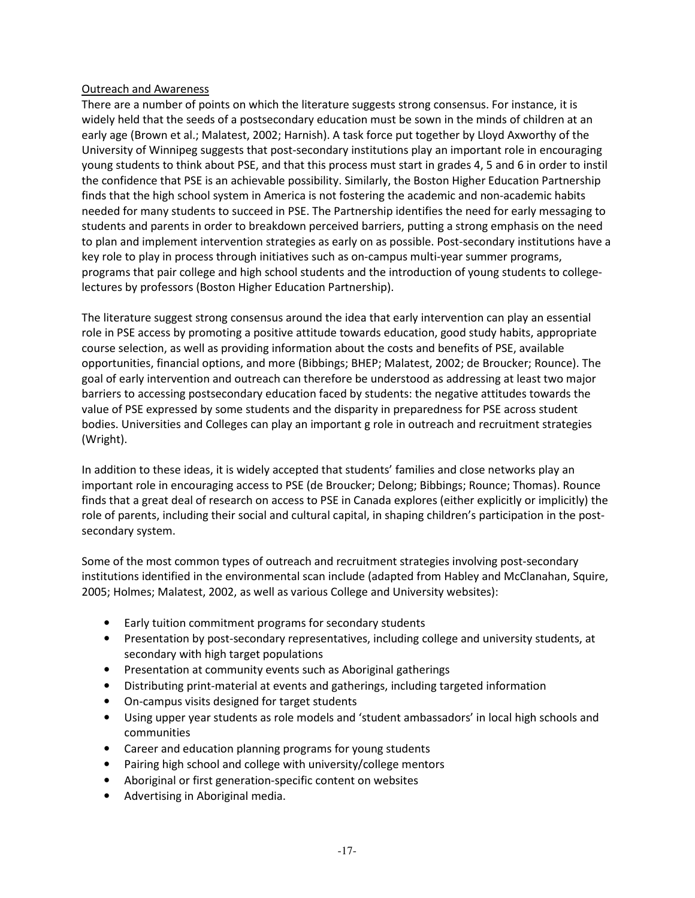Outreach and Awareness

There are a number of points on which the literature suggests strong consensus. For instance, it is widely held that the seeds of a postsecondary education must be sown in the minds of children at an early age (Brown et al.; Malatest, 2002; Harnish). A task force put together by Lloyd Axworthy of the University of Winnipeg suggests that post-secondary institutions play an important role in encouraging young students to think about PSE, and that this process must start in grades 4, 5 and 6 in order to instil the confidence that PSE is an achievable possibility. Similarly, the Boston Higher Education Partnership finds that the high school system in America is not fostering the academic and non-academic habits needed for many students to succeed in PSE. The Partnership identifies the need for early messaging to students and parents in order to breakdown perceived barriers, putting a strong emphasis on the need to plan and implement intervention strategies as early on as possible. Post-secondary institutions have a key role to play in process through initiatives such as on-campus multi-year summer programs, programs that pair college and high school students and the introduction of young students to college-lectures by professors (Boston Higher Education Partnership).

The literature suggest strong consensus around the idea that early intervention can play an essential role in PSE access by promoting a positive attitude towards education, good study habits, appropriate course selection, as well as providing information about the costs and benefits of PSE, available opportunities, financial options, and more (Bibbings; BHEP; Malatest, 2002; de Broucker; Rounce). The goal of early intervention and outreach can therefore be understood as addressing at least two major barriers to accessing postsecondary education faced by students: the negative attitudes towards the value of PSE expressed by some students and the disparity in preparedness for PSE across student bodies. Universities and Colleges can play an important g role in outreach and recruitment strategies (Wright).

In addition to these ideas, it is widely accepted that students' families and close networks play an important role in encouraging access to PSE (de Broucker; Delong; Bibbings; Rounce; Thomas). Rounce finds that a great deal of research on access to PSE in Canada explores (either explicitly or implicitly) the role of parents, including their social and cultural capital, in shaping children's participation in the post-secondary system.

Some of the most common types of outreach and recruitment strategies involving post-secondary institutions identified in the environmental scan include (adapted from Habley and McClanahan, Squire, 2005; Holmes; Malatest, 2002, as well as various College and University websites):

- Early tuition commitment programs for secondary students
- Presentation by post-secondary representatives, including college and university students, at secondary with high target populations
- Presentation at community events such as Aboriginal gatherings
- Distributing print-material at events and gatherings, including targeted information
- On-campus visits designed for target students
- Using upper year students as role models and 'student ambassadors' in local high schools and communities
- Career and education planning programs for young students
- Pairing high school and college with university/college mentors
- Aboriginal or first generation-specific content on websites
- Advertising in Aboriginal media.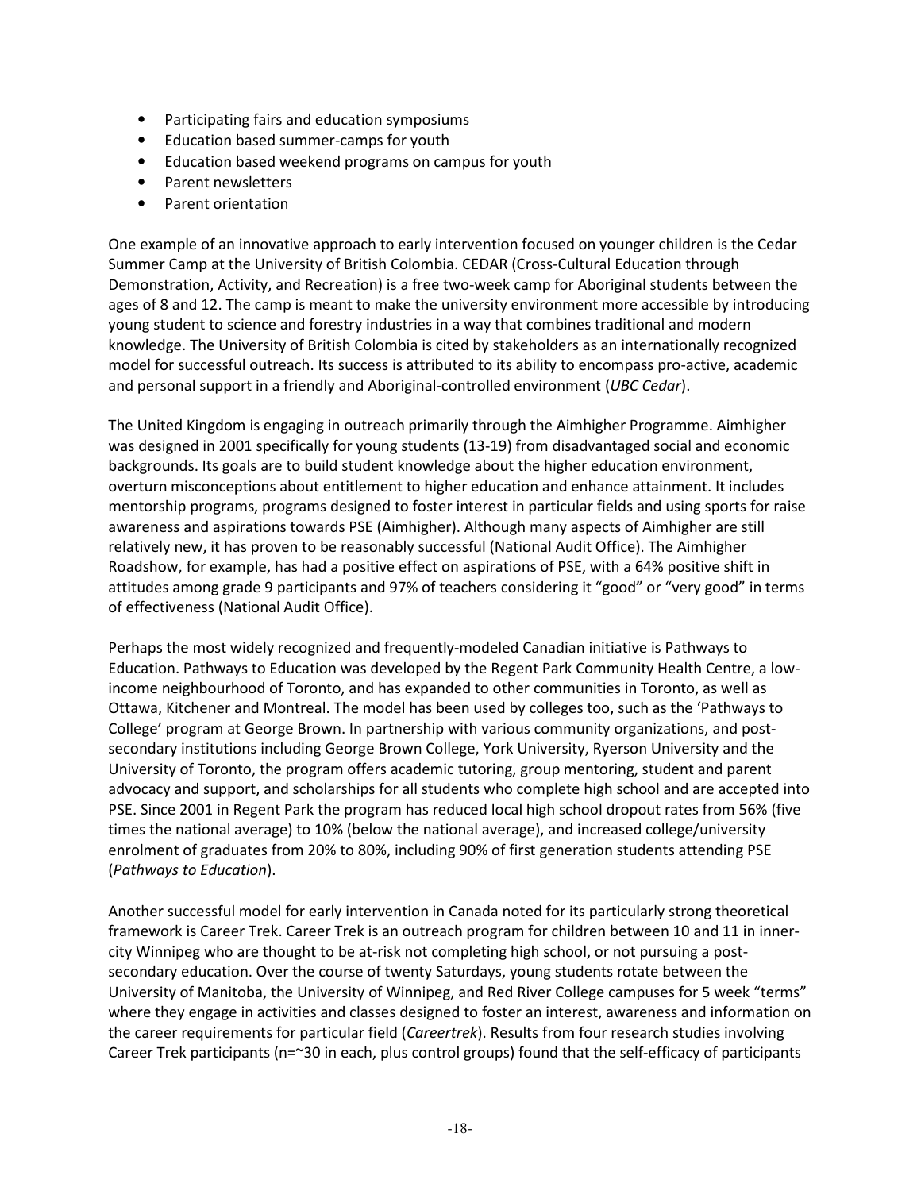- Participating fairs and education symposiums
- Education based summer-camps for youth
- Education based weekend programs on campus for youth
- Parent newsletters
- Parent orientation

One example of an innovative approach to early intervention focused on younger children is the Cedar Summer Camp at the University of British Colombia. CEDAR (Cross-Cultural Education through Demonstration, Activity, and Recreation) is a free two-week camp for Aboriginal students between the ages of 8 and 12. The camp is meant to make the university environment more accessible by introducing young student to science and forestry industries in a way that combines traditional and modern knowledge. The University of British Colombia is cited by stakeholders as an internationally recognized model for successful outreach. Its success is attributed to its ability to encompass pro-active, academic and personal support in a friendly and Aboriginal-controlled environment (*UBC Cedar*).

The United Kingdom is engaging in outreach primarily through the Aimhigher Programme. Aimhigher was designed in 2001 specifically for young students (13-19) from disadvantaged social and economic backgrounds. Its goals are to build student knowledge about the higher education environment, overturn misconceptions about entitlement to higher education and enhance attainment. It includes mentorship programs, programs designed to foster interest in particular fields and using sports for raise awareness and aspirations towards PSE (Aimhigher). Although many aspects of Aimhigher are still relatively new, it has proven to be reasonably successful (National Audit Office). The Aimhigher Roadshow, for example, has had a positive effect on aspirations of PSE, with a 64% positive shift in attitudes among grade 9 participants and 97% of teachers considering it "good" or "very good" in terms of effectiveness (National Audit Office).

Perhaps the most widely recognized and frequently-modeled Canadian initiative is Pathways to Education. Pathways to Education was developed by the Regent Park Community Health Centre, a low-income neighbourhood of Toronto, and has expanded to other communities in Toronto, as well as Ottawa, Kitchener and Montreal. The model has been used by colleges too, such as the 'Pathways to College' program at George Brown. In partnership with various community organizations, and post-secondary institutions including George Brown College, York University, Ryerson University and the University of Toronto, the program offers academic tutoring, group mentoring, student and parent advocacy and support, and scholarships for all students who complete high school and are accepted into PSE. Since 2001 in Regent Park the program has reduced local high school dropout rates from 56% (five times the national average) to 10% (below the national average), and increased college/university enrolment of graduates from 20% to 80%, including 90% of first generation students attending PSE (*Pathways to Education*).

Another successful model for early intervention in Canada noted for its particularly strong theoretical framework is Career Trek. Career Trek is an outreach program for children between 10 and 11 in inner-city Winnipeg who are thought to be at-risk not completing high school, or not pursuing a post-secondary education. Over the course of twenty Saturdays, young students rotate between the University of Manitoba, the University of Winnipeg, and Red River College campuses for 5 week "terms" where they engage in activities and classes designed to foster an interest, awareness and information on the career requirements for particular field (*Careertrek*). Results from four research studies involving Career Trek participants (n=~30 in each, plus control groups) found that the self-efficacy of participants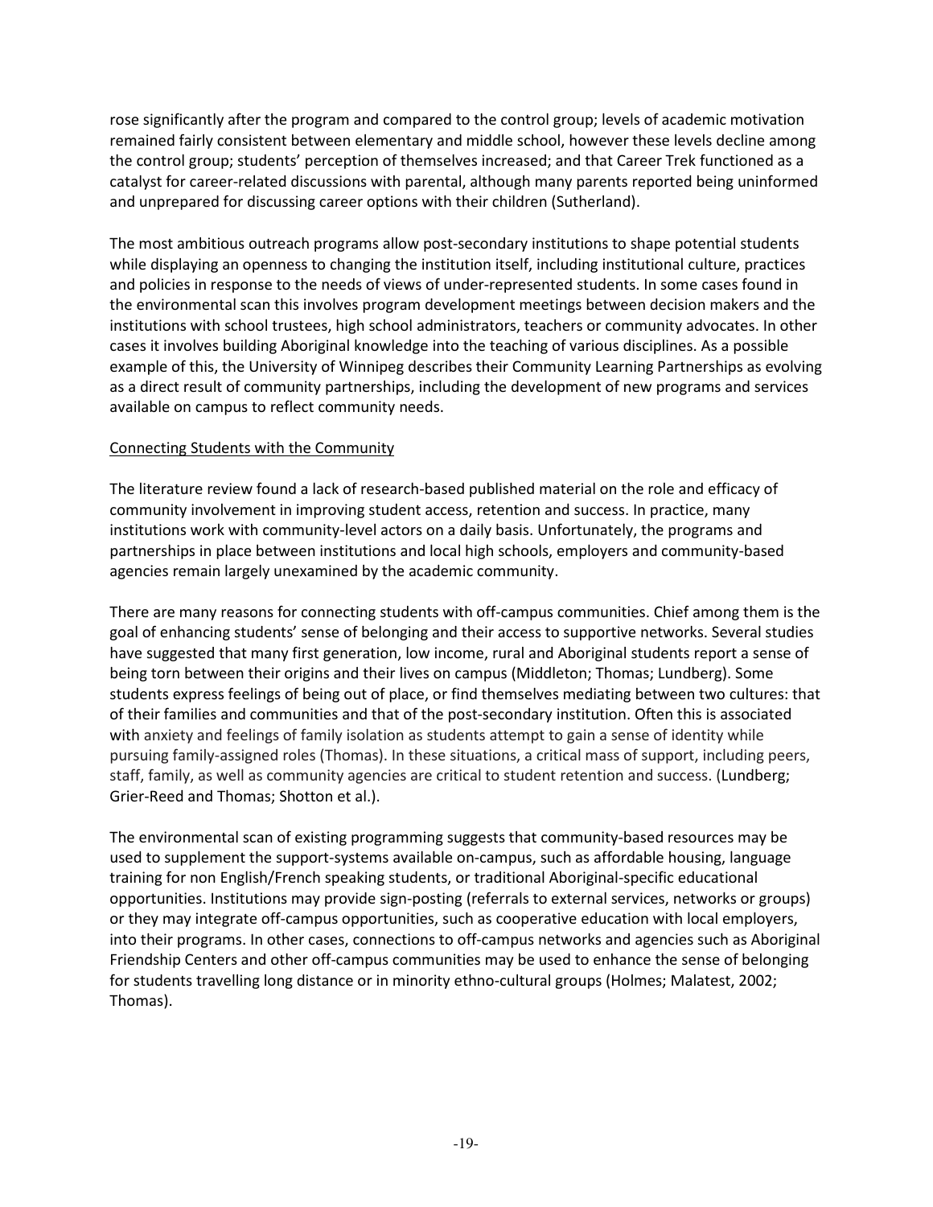rose significantly after the program and compared to the control group; levels of academic motivation remained fairly consistent between elementary and middle school, however these levels decline among the control group; students' perception of themselves increased; and that Career Trek functioned as a catalyst for career-related discussions with parental, although many parents reported being uninformed and unprepared for discussing career options with their children (Sutherland).

The most ambitious outreach programs allow post-secondary institutions to shape potential students while displaying an openness to changing the institution itself, including institutional culture, practices and policies in response to the needs of views of under-represented students. In some cases found in the environmental scan this involves program development meetings between decision makers and the institutions with school trustees, high school administrators, teachers or community advocates. In other cases it involves building Aboriginal knowledge into the teaching of various disciplines. As a possible example of this, the University of Winnipeg describes their Community Learning Partnerships as evolving as a direct result of community partnerships, including the development of new programs and services available on campus to reflect community needs.

Connecting Students with the Community

The literature review found a lack of research-based published material on the role and efficacy of community involvement in improving student access, retention and success. In practice, many institutions work with community-level actors on a daily basis. Unfortunately, the programs and partnerships in place between institutions and local high schools, employers and community-based agencies remain largely unexamined by the academic community.

There are many reasons for connecting students with off-campus communities. Chief among them is the goal of enhancing students' sense of belonging and their access to supportive networks. Several studies have suggested that many first generation, low income, rural and Aboriginal students report a sense of being torn between their origins and their lives on campus (Middleton; Thomas; Lundberg). Some students express feelings of being out of place, or find themselves mediating between two cultures: that of their families and communities and that of the post-secondary institution. Often this is associated with anxiety and feelings of family isolation as students attempt to gain a sense of identity while pursuing family-assigned roles (Thomas). In these situations, a critical mass of support, including peers, staff, family, as well as community agencies are critical to student retention and success. (Lundberg; Grier-Reed and Thomas; Shotton et al.).

The environmental scan of existing programming suggests that community-based resources may be used to supplement the support-systems available on-campus, such as affordable housing, language training for non English/French speaking students, or traditional Aboriginal-specific educational opportunities. Institutions may provide sign-posting (referrals to external services, networks or groups) or they may integrate off-campus opportunities, such as cooperative education with local employers, into their programs. In other cases, connections to off-campus networks and agencies such as Aboriginal Friendship Centers and other off-campus communities may be used to enhance the sense of belonging for students travelling long distance or in minority ethno-cultural groups (Holmes; Malatest, 2002; Thomas).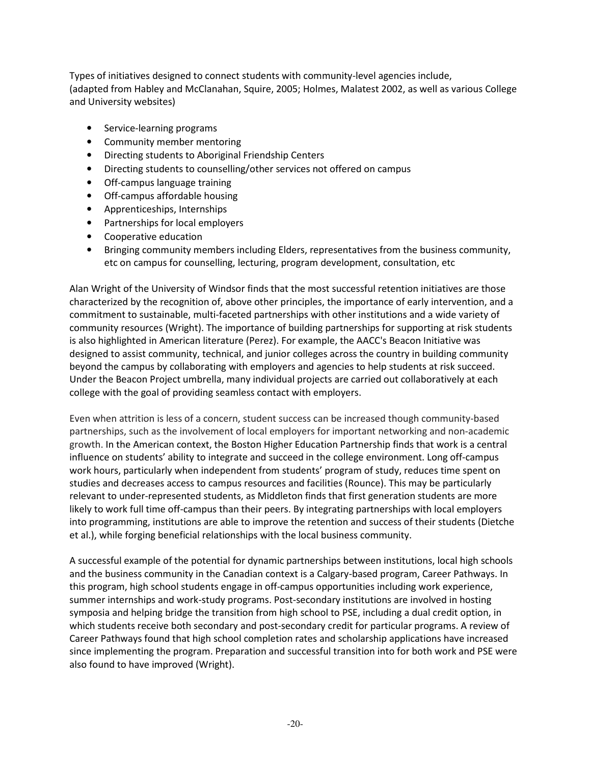Types of initiatives designed to connect students with community-level agencies include, (adapted from Habley and McClanahan, Squire, 2005; Holmes, Malatest 2002, as well as various College and University websites)

- Service-learning programs
- Community member mentoring
- Directing students to Aboriginal Friendship Centers
- Directing students to counselling/other services not offered on campus
- Off-campus language training
- Off-campus affordable housing
- Apprenticeships, Internships
- Partnerships for local employers
- Cooperative education
- Bringing community members including Elders, representatives from the business community, etc on campus for counselling, lecturing, program development, consultation, etc

Alan Wright of the University of Windsor finds that the most successful retention initiatives are those characterized by the recognition of, above other principles, the importance of early intervention, and a commitment to sustainable, multi-faceted partnerships with other institutions and a wide variety of community resources (Wright). The importance of building partnerships for supporting at risk students is also highlighted in American literature (Perez). For example, the AACC's Beacon Initiative was designed to assist community, technical, and junior colleges across the country in building community beyond the campus by collaborating with employers and agencies to help students at risk succeed. Under the Beacon Project umbrella, many individual projects are carried out collaboratively at each college with the goal of providing seamless contact with employers.

Even when attrition is less of a concern, student success can be increased though community-based partnerships, such as the involvement of local employers for important networking and non-academic growth. In the American context, the Boston Higher Education Partnership finds that work is a central influence on students' ability to integrate and succeed in the college environment. Long off-campus work hours, particularly when independent from students' program of study, reduces time spent on studies and decreases access to campus resources and facilities (Rounce). This may be particularly relevant to under-represented students, as Middleton finds that first generation students are more likely to work full time off-campus than their peers. By integrating partnerships with local employers into programming, institutions are able to improve the retention and success of their students (Dietche et al.), while forging beneficial relationships with the local business community.

A successful example of the potential for dynamic partnerships between institutions, local high schools and the business community in the Canadian context is a Calgary-based program, Career Pathways. In this program, high school students engage in off-campus opportunities including work experience, summer internships and work-study programs. Post-secondary institutions are involved in hosting symposia and helping bridge the transition from high school to PSE, including a dual credit option, in which students receive both secondary and post-secondary credit for particular programs. A review of Career Pathways found that high school completion rates and scholarship applications have increased since implementing the program. Preparation and successful transition into for both work and PSE were also found to have improved (Wright).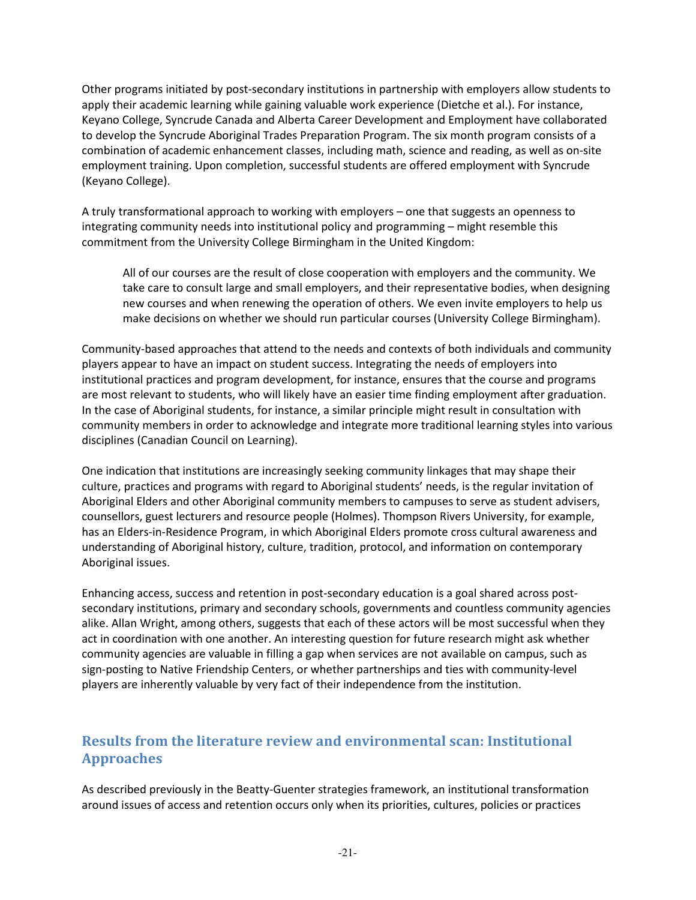Other programs initiated by post-secondary institutions in partnership with employers allow students to apply their academic learning while gaining valuable work experience (Dietche et al.). For instance, Keyano College, Syncrude Canada and Alberta Career Development and Employment have collaborated to develop the Syncrude Aboriginal Trades Preparation Program. The six month program consists of a combination of academic enhancement classes, including math, science and reading, as well as on-site employment training. Upon completion, successful students are offered employment with Syncrude (Keyano College).

A truly transformational approach to working with employers – one that suggests an openness to integrating community needs into institutional policy and programming – might resemble this commitment from the University College Birmingham in the United Kingdom:

> All of our courses are the result of close cooperation with employers and the community. We take care to consult large and small employers, and their representative bodies, when designing new courses and when renewing the operation of others. We even invite employers to help us make decisions on whether we should run particular courses (University College Birmingham).

Community-based approaches that attend to the needs and contexts of both individuals and community players appear to have an impact on student success. Integrating the needs of employers into institutional practices and program development, for instance, ensures that the course and programs are most relevant to students, who will likely have an easier time finding employment after graduation. In the case of Aboriginal students, for instance, a similar principle might result in consultation with community members in order to acknowledge and integrate more traditional learning styles into various disciplines (Canadian Council on Learning).

One indication that institutions are increasingly seeking community linkages that may shape their culture, practices and programs with regard to Aboriginal students' needs, is the regular invitation of Aboriginal Elders and other Aboriginal community members to campuses to serve as student advisers, counsellors, guest lecturers and resource people (Holmes). Thompson Rivers University, for example, has an Elders-in-Residence Program, in which Aboriginal Elders promote cross cultural awareness and understanding of Aboriginal history, culture, tradition, protocol, and information on contemporary Aboriginal issues.

Enhancing access, success and retention in post-secondary education is a goal shared across post-secondary institutions, primary and secondary schools, governments and countless community agencies alike. Allan Wright, among others, suggests that each of these actors will be most successful when they act in coordination with one another. An interesting question for future research might ask whether community agencies are valuable in filling a gap when services are not available on campus, such as sign-posting to Native Friendship Centers, or whether partnerships and ties with community-level players are inherently valuable by very fact of their independence from the institution.

## Results from the literature review and environmental scan: Institutional Approaches

As described previously in the Beatty-Guenter strategies framework, an institutional transformation around issues of access and retention occurs only when its priorities, cultures, policies or practices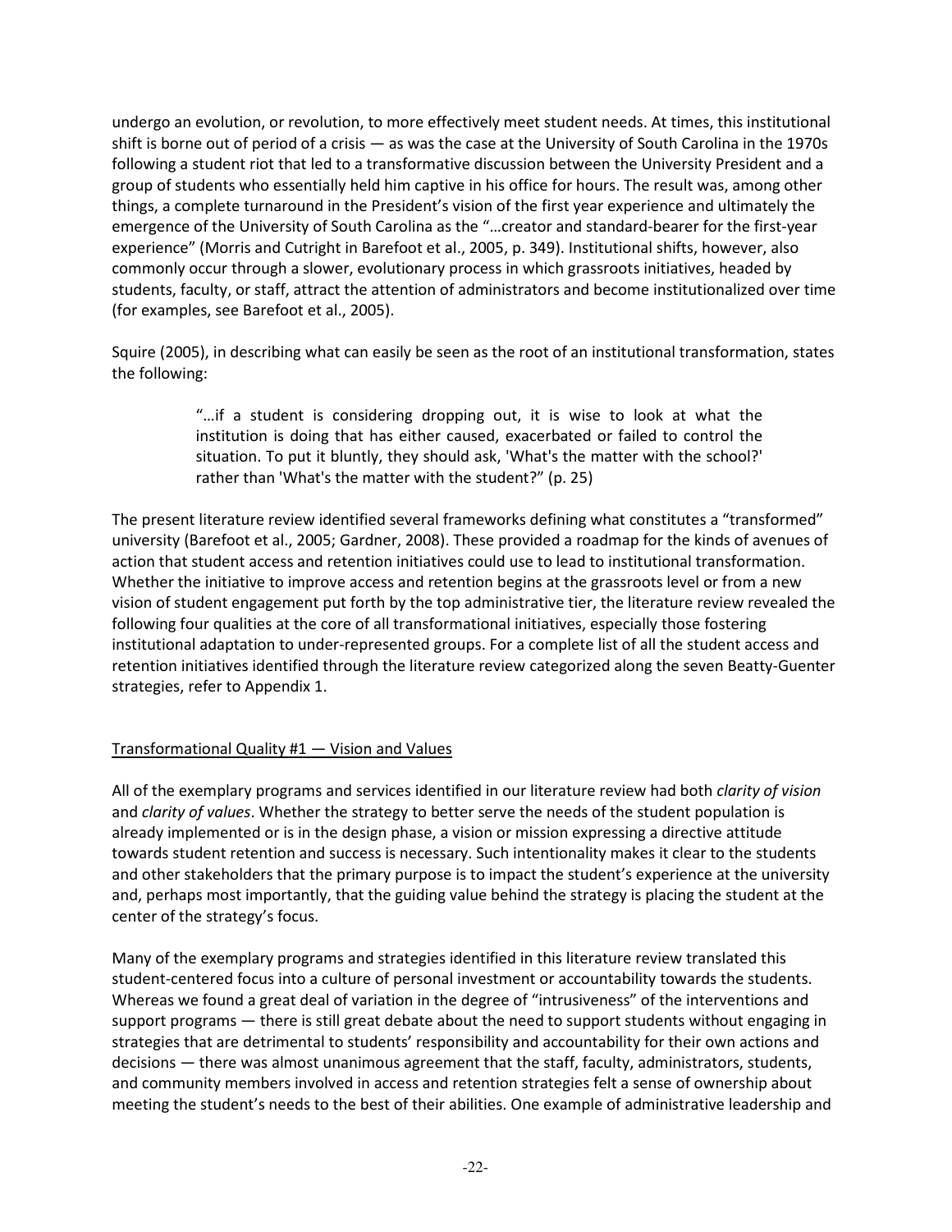undergo an evolution, or revolution, to more effectively meet student needs. At times, this institutional shift is borne out of period of a crisis — as was the case at the University of South Carolina in the 1970s following a student riot that led to a transformative discussion between the University President and a group of students who essentially held him captive in his office for hours. The result was, among other things, a complete turnaround in the President's vision of the first year experience and ultimately the emergence of the University of South Carolina as the "…creator and standard-bearer for the first-year experience" (Morris and Cutright in Barefoot et al., 2005, p. 349). Institutional shifts, however, also commonly occur through a slower, evolutionary process in which grassroots initiatives, headed by students, faculty, or staff, attract the attention of administrators and become institutionalized over time (for examples, see Barefoot et al., 2005).

Squire (2005), in describing what can easily be seen as the root of an institutional transformation, states the following:

> "…if a student is considering dropping out, it is wise to look at what the institution is doing that has either caused, exacerbated or failed to control the situation. To put it bluntly, they should ask, 'What's the matter with the school?' rather than 'What's the matter with the student?" (p. 25)

The present literature review identified several frameworks defining what constitutes a "transformed" university (Barefoot et al., 2005; Gardner, 2008). These provided a roadmap for the kinds of avenues of action that student access and retention initiatives could use to lead to institutional transformation. Whether the initiative to improve access and retention begins at the grassroots level or from a new vision of student engagement put forth by the top administrative tier, the literature review revealed the following four qualities at the core of all transformational initiatives, especially those fostering institutional adaptation to under-represented groups. For a complete list of all the student access and retention initiatives identified through the literature review categorized along the seven Beatty-Guenter strategies, refer to Appendix 1.

## Transformational Quality #1 — Vision and Values

All of the exemplary programs and services identified in our literature review had both *clarity of vision* and *clarity of values*. Whether the strategy to better serve the needs of the student population is already implemented or is in the design phase, a vision or mission expressing a directive attitude towards student retention and success is necessary. Such intentionality makes it clear to the students and other stakeholders that the primary purpose is to impact the student's experience at the university and, perhaps most importantly, that the guiding value behind the strategy is placing the student at the center of the strategy's focus.

Many of the exemplary programs and strategies identified in this literature review translated this student-centered focus into a culture of personal investment or accountability towards the students. Whereas we found a great deal of variation in the degree of "intrusiveness" of the interventions and support programs — there is still great debate about the need to support students without engaging in strategies that are detrimental to students' responsibility and accountability for their own actions and decisions — there was almost unanimous agreement that the staff, faculty, administrators, students, and community members involved in access and retention strategies felt a sense of ownership about meeting the student's needs to the best of their abilities. One example of administrative leadership and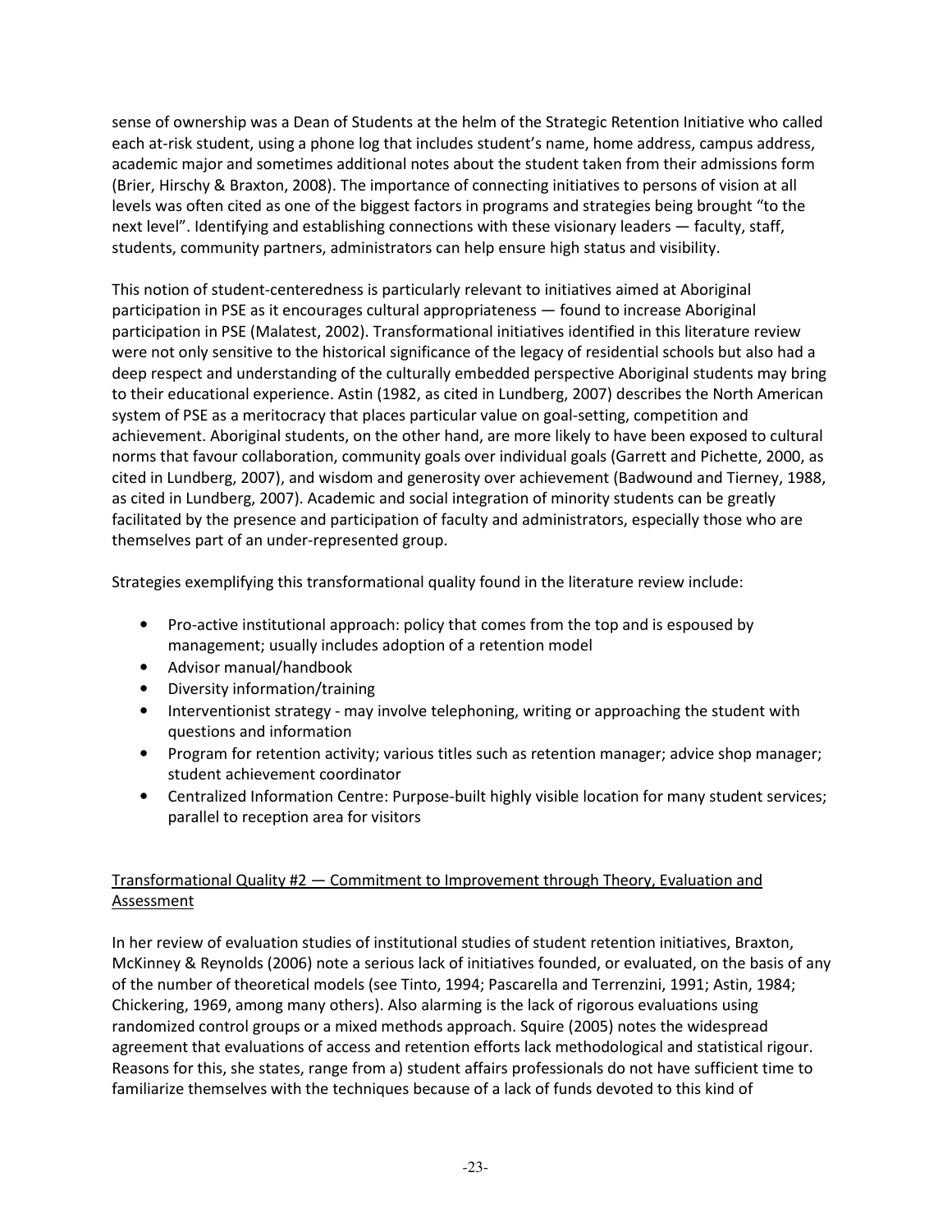sense of ownership was a Dean of Students at the helm of the Strategic Retention Initiative who called each at-risk student, using a phone log that includes student's name, home address, campus address, academic major and sometimes additional notes about the student taken from their admissions form (Brier, Hirschy & Braxton, 2008). The importance of connecting initiatives to persons of vision at all levels was often cited as one of the biggest factors in programs and strategies being brought "to the next level". Identifying and establishing connections with these visionary leaders — faculty, staff, students, community partners, administrators can help ensure high status and visibility.

This notion of student-centeredness is particularly relevant to initiatives aimed at Aboriginal participation in PSE as it encourages cultural appropriateness — found to increase Aboriginal participation in PSE (Malatest, 2002). Transformational initiatives identified in this literature review were not only sensitive to the historical significance of the legacy of residential schools but also had a deep respect and understanding of the culturally embedded perspective Aboriginal students may bring to their educational experience. Astin (1982, as cited in Lundberg, 2007) describes the North American system of PSE as a meritocracy that places particular value on goal-setting, competition and achievement. Aboriginal students, on the other hand, are more likely to have been exposed to cultural norms that favour collaboration, community goals over individual goals (Garrett and Pichette, 2000, as cited in Lundberg, 2007), and wisdom and generosity over achievement (Badwound and Tierney, 1988, as cited in Lundberg, 2007). Academic and social integration of minority students can be greatly facilitated by the presence and participation of faculty and administrators, especially those who are themselves part of an under-represented group.

Strategies exemplifying this transformational quality found in the literature review include:

- Pro-active institutional approach: policy that comes from the top and is espoused by management; usually includes adoption of a retention model
- Advisor manual/handbook
- Diversity information/training
- Interventionist strategy - may involve telephoning, writing or approaching the student with questions and information
- Program for retention activity; various titles such as retention manager; advice shop manager; student achievement coordinator
- Centralized Information Centre: Purpose-built highly visible location for many student services; parallel to reception area for visitors

<u>Transformational Quality #2 — Commitment to Improvement through Theory, Evaluation and Assessment</u>

In her review of evaluation studies of institutional studies of student retention initiatives, Braxton, McKinney & Reynolds (2006) note a serious lack of initiatives founded, or evaluated, on the basis of any of the number of theoretical models (see Tinto, 1994; Pascarella and Terrenzini, 1991; Astin, 1984; Chickering, 1969, among many others). Also alarming is the lack of rigorous evaluations using randomized control groups or a mixed methods approach. Squire (2005) notes the widespread agreement that evaluations of access and retention efforts lack methodological and statistical rigour. Reasons for this, she states, range from a) student affairs professionals do not have sufficient time to familiarize themselves with the techniques because of a lack of funds devoted to this kind of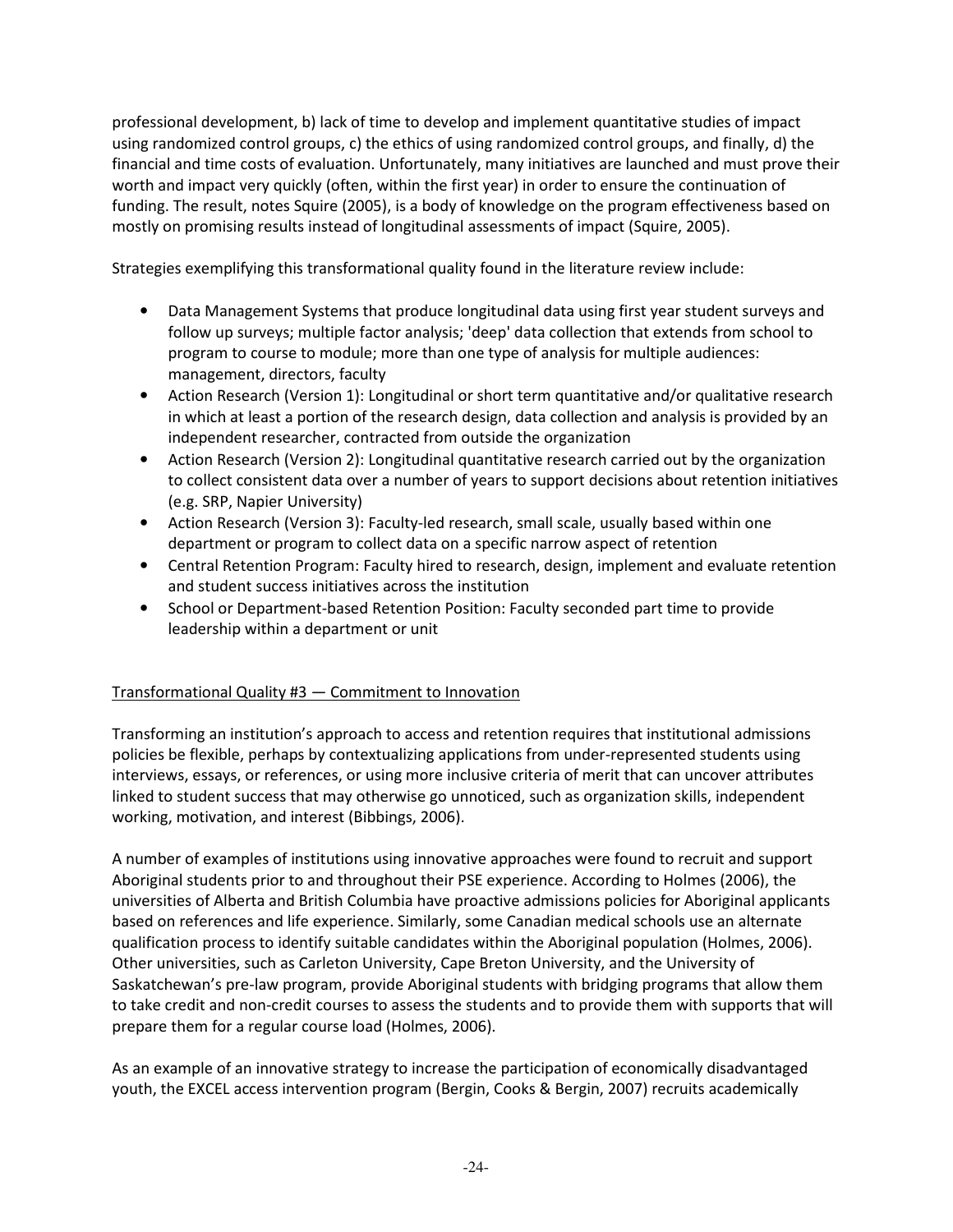professional development, b) lack of time to develop and implement quantitative studies of impact using randomized control groups, c) the ethics of using randomized control groups, and finally, d) the financial and time costs of evaluation. Unfortunately, many initiatives are launched and must prove their worth and impact very quickly (often, within the first year) in order to ensure the continuation of funding. The result, notes Squire (2005), is a body of knowledge on the program effectiveness based on mostly on promising results instead of longitudinal assessments of impact (Squire, 2005).

Strategies exemplifying this transformational quality found in the literature review include:

- Data Management Systems that produce longitudinal data using first year student surveys and follow up surveys; multiple factor analysis; 'deep' data collection that extends from school to program to course to module; more than one type of analysis for multiple audiences: management, directors, faculty
- Action Research (Version 1): Longitudinal or short term quantitative and/or qualitative research in which at least a portion of the research design, data collection and analysis is provided by an independent researcher, contracted from outside the organization
- Action Research (Version 2): Longitudinal quantitative research carried out by the organization to collect consistent data over a number of years to support decisions about retention initiatives (e.g. SRP, Napier University)
- Action Research (Version 3): Faculty-led research, small scale, usually based within one department or program to collect data on a specific narrow aspect of retention
- Central Retention Program: Faculty hired to research, design, implement and evaluate retention and student success initiatives across the institution
- School or Department-based Retention Position: Faculty seconded part time to provide leadership within a department or unit

<u>Transformational Quality #3 — Commitment to Innovation</u>

Transforming an institution's approach to access and retention requires that institutional admissions policies be flexible, perhaps by contextualizing applications from under-represented students using interviews, essays, or references, or using more inclusive criteria of merit that can uncover attributes linked to student success that may otherwise go unnoticed, such as organization skills, independent working, motivation, and interest (Bibbings, 2006).

A number of examples of institutions using innovative approaches were found to recruit and support Aboriginal students prior to and throughout their PSE experience. According to Holmes (2006), the universities of Alberta and British Columbia have proactive admissions policies for Aboriginal applicants based on references and life experience. Similarly, some Canadian medical schools use an alternate qualification process to identify suitable candidates within the Aboriginal population (Holmes, 2006). Other universities, such as Carleton University, Cape Breton University, and the University of Saskatchewan's pre-law program, provide Aboriginal students with bridging programs that allow them to take credit and non-credit courses to assess the students and to provide them with supports that will prepare them for a regular course load (Holmes, 2006).

As an example of an innovative strategy to increase the participation of economically disadvantaged youth, the EXCEL access intervention program (Bergin, Cooks & Bergin, 2007) recruits academically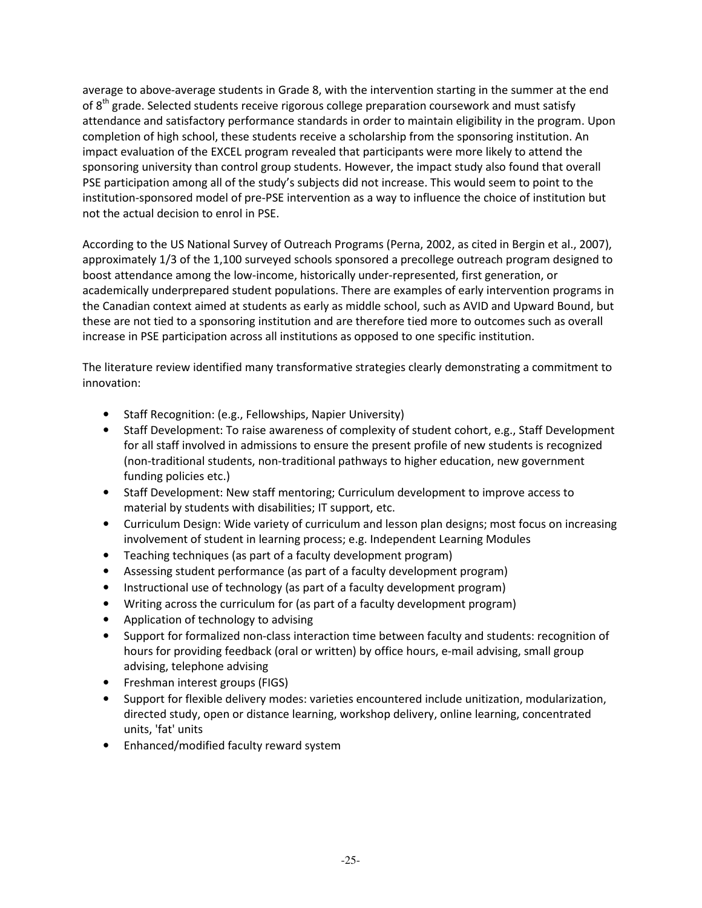average to above-average students in Grade 8, with the intervention starting in the summer at the end of 8th grade. Selected students receive rigorous college preparation coursework and must satisfy attendance and satisfactory performance standards in order to maintain eligibility in the program. Upon completion of high school, these students receive a scholarship from the sponsoring institution. An impact evaluation of the EXCEL program revealed that participants were more likely to attend the sponsoring university than control group students. However, the impact study also found that overall PSE participation among all of the study's subjects did not increase. This would seem to point to the institution-sponsored model of pre-PSE intervention as a way to influence the choice of institution but not the actual decision to enrol in PSE.

According to the US National Survey of Outreach Programs (Perna, 2002, as cited in Bergin et al., 2007), approximately 1/3 of the 1,100 surveyed schools sponsored a precollege outreach program designed to boost attendance among the low-income, historically under-represented, first generation, or academically underprepared student populations. There are examples of early intervention programs in the Canadian context aimed at students as early as middle school, such as AVID and Upward Bound, but these are not tied to a sponsoring institution and are therefore tied more to outcomes such as overall increase in PSE participation across all institutions as opposed to one specific institution.

The literature review identified many transformative strategies clearly demonstrating a commitment to innovation:

- Staff Recognition: (e.g., Fellowships, Napier University)
- Staff Development: To raise awareness of complexity of student cohort, e.g., Staff Development for all staff involved in admissions to ensure the present profile of new students is recognized (non-traditional students, non-traditional pathways to higher education, new government funding policies etc.)
- Staff Development: New staff mentoring; Curriculum development to improve access to material by students with disabilities; IT support, etc.
- Curriculum Design: Wide variety of curriculum and lesson plan designs; most focus on increasing involvement of student in learning process; e.g. Independent Learning Modules
- Teaching techniques (as part of a faculty development program)
- Assessing student performance (as part of a faculty development program)
- Instructional use of technology (as part of a faculty development program)
- Writing across the curriculum for (as part of a faculty development program)
- Application of technology to advising
- Support for formalized non-class interaction time between faculty and students: recognition of hours for providing feedback (oral or written) by office hours, e-mail advising, small group advising, telephone advising
- Freshman interest groups (FIGS)
- Support for flexible delivery modes: varieties encountered include unitization, modularization, directed study, open or distance learning, workshop delivery, online learning, concentrated units, 'fat' units
- Enhanced/modified faculty reward system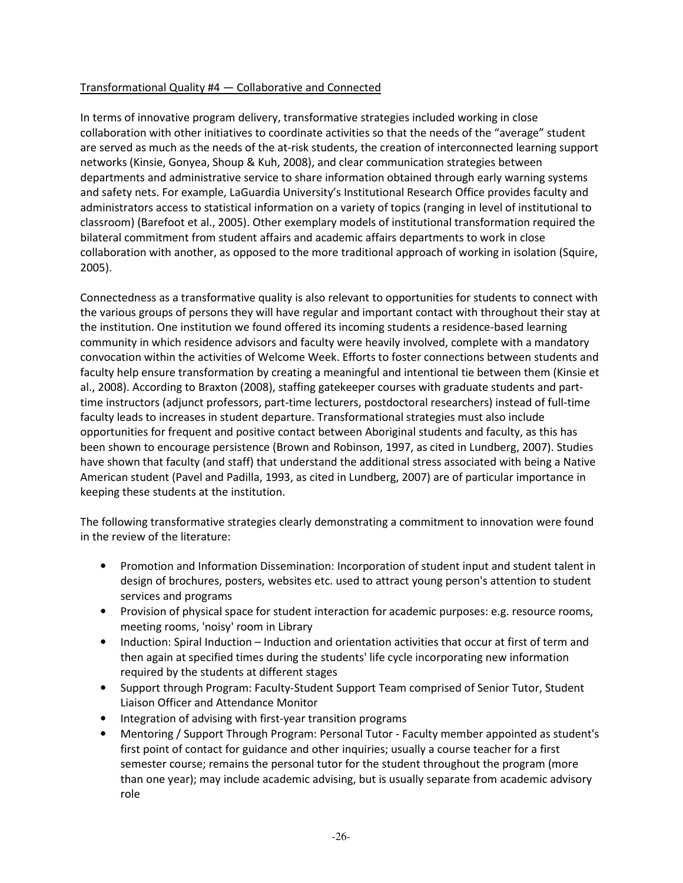Transformational Quality #4 — Collaborative and Connected

In terms of innovative program delivery, transformative strategies included working in close collaboration with other initiatives to coordinate activities so that the needs of the "average" student are served as much as the needs of the at-risk students, the creation of interconnected learning support networks (Kinsie, Gonyea, Shoup & Kuh, 2008), and clear communication strategies between departments and administrative service to share information obtained through early warning systems and safety nets. For example, LaGuardia University's Institutional Research Office provides faculty and administrators access to statistical information on a variety of topics (ranging in level of institutional to classroom) (Barefoot et al., 2005). Other exemplary models of institutional transformation required the bilateral commitment from student affairs and academic affairs departments to work in close collaboration with another, as opposed to the more traditional approach of working in isolation (Squire, 2005).

Connectedness as a transformative quality is also relevant to opportunities for students to connect with the various groups of persons they will have regular and important contact with throughout their stay at the institution. One institution we found offered its incoming students a residence-based learning community in which residence advisors and faculty were heavily involved, complete with a mandatory convocation within the activities of Welcome Week. Efforts to foster connections between students and faculty help ensure transformation by creating a meaningful and intentional tie between them (Kinsie et al., 2008). According to Braxton (2008), staffing gatekeeper courses with graduate students and part-time instructors (adjunct professors, part-time lecturers, postdoctoral researchers) instead of full-time faculty leads to increases in student departure. Transformational strategies must also include opportunities for frequent and positive contact between Aboriginal students and faculty, as this has been shown to encourage persistence (Brown and Robinson, 1997, as cited in Lundberg, 2007). Studies have shown that faculty (and staff) that understand the additional stress associated with being a Native American student (Pavel and Padilla, 1993, as cited in Lundberg, 2007) are of particular importance in keeping these students at the institution.

The following transformative strategies clearly demonstrating a commitment to innovation were found in the review of the literature:

- Promotion and Information Dissemination: Incorporation of student input and student talent in design of brochures, posters, websites etc. used to attract young person's attention to student services and programs
- Provision of physical space for student interaction for academic purposes: e.g. resource rooms, meeting rooms, 'noisy' room in Library
- Induction: Spiral Induction – Induction and orientation activities that occur at first of term and then again at specified times during the students' life cycle incorporating new information required by the students at different stages
- Support through Program: Faculty-Student Support Team comprised of Senior Tutor, Student Liaison Officer and Attendance Monitor
- Integration of advising with first-year transition programs
- Mentoring / Support Through Program: Personal Tutor - Faculty member appointed as student's first point of contact for guidance and other inquiries; usually a course teacher for a first semester course; remains the personal tutor for the student throughout the program (more than one year); may include academic advising, but is usually separate from academic advisory role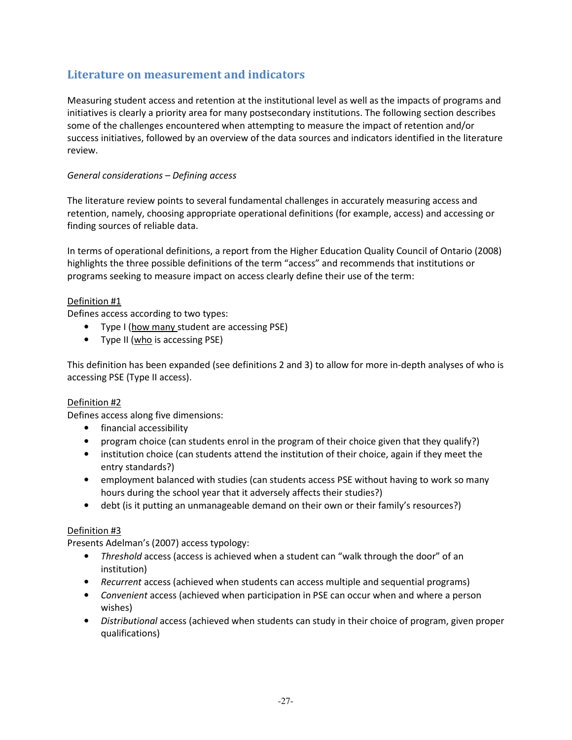## Literature on measurement and indicators

Measuring student access and retention at the institutional level as well as the impacts of programs and initiatives is clearly a priority area for many postsecondary institutions. The following section describes some of the challenges encountered when attempting to measure the impact of retention and/or success initiatives, followed by an overview of the data sources and indicators identified in the literature review.

*General considerations – Defining access*

The literature review points to several fundamental challenges in accurately measuring access and retention, namely, choosing appropriate operational definitions (for example, access) and accessing or finding sources of reliable data.

In terms of operational definitions, a report from the Higher Education Quality Council of Ontario (2008) highlights the three possible definitions of the term "access" and recommends that institutions or programs seeking to measure impact on access clearly define their use of the term:

<u>Definition #1</u>

Defines access according to two types:

- Type I (<u>how many</u> student are accessing PSE)
- Type II (<u>who</u> is accessing PSE)

This definition has been expanded (see definitions 2 and 3) to allow for more in-depth analyses of who is accessing PSE (Type II access).

<u>Definition #2</u>

Defines access along five dimensions:

- financial accessibility
- program choice (can students enrol in the program of their choice given that they qualify?)
- institution choice (can students attend the institution of their choice, again if they meet the entry standards?)
- employment balanced with studies (can students access PSE without having to work so many hours during the school year that it adversely affects their studies?)
- debt (is it putting an unmanageable demand on their own or their family's resources?)

<u>Definition #3</u>

Presents Adelman's (2007) access typology:

- *Threshold* access (access is achieved when a student can "walk through the door" of an institution)
- *Recurrent* access (achieved when students can access multiple and sequential programs)
- *Convenient* access (achieved when participation in PSE can occur when and where a person wishes)
- *Distributional* access (achieved when students can study in their choice of program, given proper qualifications)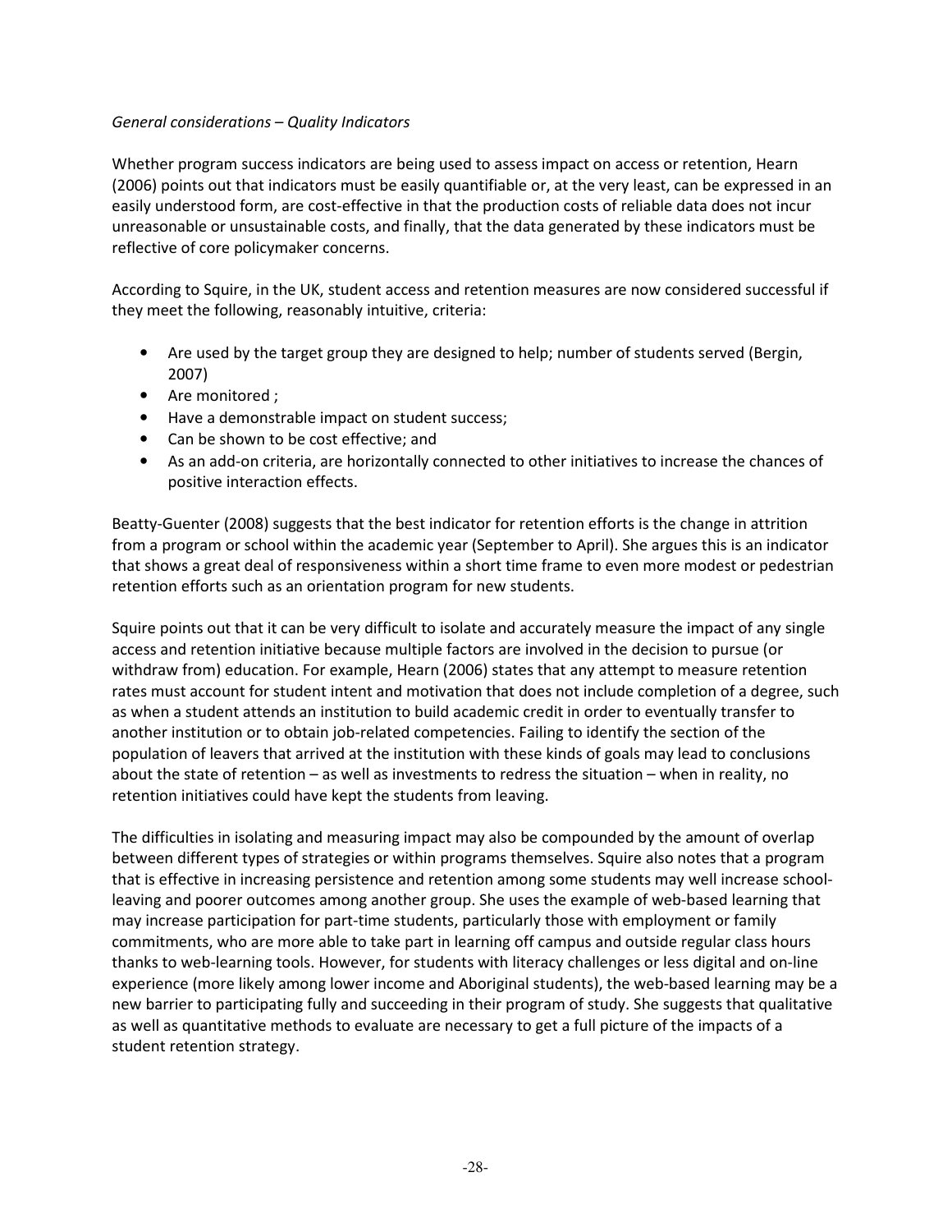*General considerations – Quality Indicators*

Whether program success indicators are being used to assess impact on access or retention, Hearn (2006) points out that indicators must be easily quantifiable or, at the very least, can be expressed in an easily understood form, are cost-effective in that the production costs of reliable data does not incur unreasonable or unsustainable costs, and finally, that the data generated by these indicators must be reflective of core policymaker concerns.

According to Squire, in the UK, student access and retention measures are now considered successful if they meet the following, reasonably intuitive, criteria:

- Are used by the target group they are designed to help; number of students served (Bergin, 2007)
- Are monitored ;
- Have a demonstrable impact on student success;
- Can be shown to be cost effective; and
- As an add-on criteria, are horizontally connected to other initiatives to increase the chances of positive interaction effects.

Beatty-Guenter (2008) suggests that the best indicator for retention efforts is the change in attrition from a program or school within the academic year (September to April). She argues this is an indicator that shows a great deal of responsiveness within a short time frame to even more modest or pedestrian retention efforts such as an orientation program for new students.

Squire points out that it can be very difficult to isolate and accurately measure the impact of any single access and retention initiative because multiple factors are involved in the decision to pursue (or withdraw from) education. For example, Hearn (2006) states that any attempt to measure retention rates must account for student intent and motivation that does not include completion of a degree, such as when a student attends an institution to build academic credit in order to eventually transfer to another institution or to obtain job-related competencies. Failing to identify the section of the population of leavers that arrived at the institution with these kinds of goals may lead to conclusions about the state of retention – as well as investments to redress the situation – when in reality, no retention initiatives could have kept the students from leaving.

The difficulties in isolating and measuring impact may also be compounded by the amount of overlap between different types of strategies or within programs themselves. Squire also notes that a program that is effective in increasing persistence and retention among some students may well increase school-leaving and poorer outcomes among another group. She uses the example of web-based learning that may increase participation for part-time students, particularly those with employment or family commitments, who are more able to take part in learning off campus and outside regular class hours thanks to web-learning tools. However, for students with literacy challenges or less digital and on-line experience (more likely among lower income and Aboriginal students), the web-based learning may be a new barrier to participating fully and succeeding in their program of study. She suggests that qualitative as well as quantitative methods to evaluate are necessary to get a full picture of the impacts of a student retention strategy.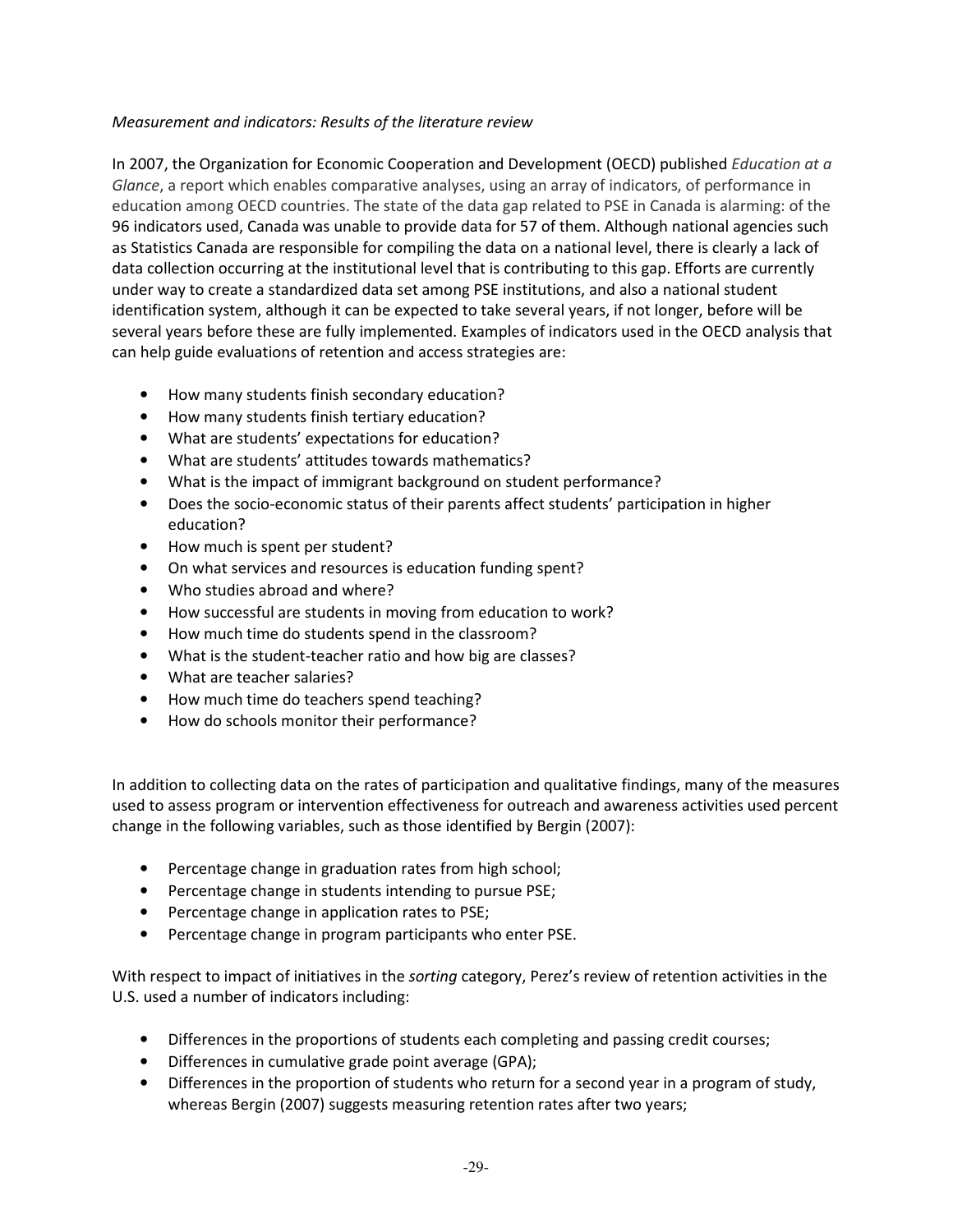*Measurement and indicators: Results of the literature review*

In 2007, the Organization for Economic Cooperation and Development (OECD) published *Education at a Glance*, a report which enables comparative analyses, using an array of indicators, of performance in education among OECD countries. The state of the data gap related to PSE in Canada is alarming: of the 96 indicators used, Canada was unable to provide data for 57 of them. Although national agencies such as Statistics Canada are responsible for compiling the data on a national level, there is clearly a lack of data collection occurring at the institutional level that is contributing to this gap. Efforts are currently under way to create a standardized data set among PSE institutions, and also a national student identification system, although it can be expected to take several years, if not longer, before will be several years before these are fully implemented. Examples of indicators used in the OECD analysis that can help guide evaluations of retention and access strategies are:

- How many students finish secondary education?
- How many students finish tertiary education?
- What are students' expectations for education?
- What are students' attitudes towards mathematics?
- What is the impact of immigrant background on student performance?
- Does the socio-economic status of their parents affect students' participation in higher education?
- How much is spent per student?
- On what services and resources is education funding spent?
- Who studies abroad and where?
- How successful are students in moving from education to work?
- How much time do students spend in the classroom?
- What is the student-teacher ratio and how big are classes?
- What are teacher salaries?
- How much time do teachers spend teaching?
- How do schools monitor their performance?

In addition to collecting data on the rates of participation and qualitative findings, many of the measures used to assess program or intervention effectiveness for outreach and awareness activities used percent change in the following variables, such as those identified by Bergin (2007):

- Percentage change in graduation rates from high school;
- Percentage change in students intending to pursue PSE;
- Percentage change in application rates to PSE;
- Percentage change in program participants who enter PSE.

With respect to impact of initiatives in the *sorting* category, Perez's review of retention activities in the U.S. used a number of indicators including:

- Differences in the proportions of students each completing and passing credit courses;
- Differences in cumulative grade point average (GPA);
- Differences in the proportion of students who return for a second year in a program of study, whereas Bergin (2007) suggests measuring retention rates after two years;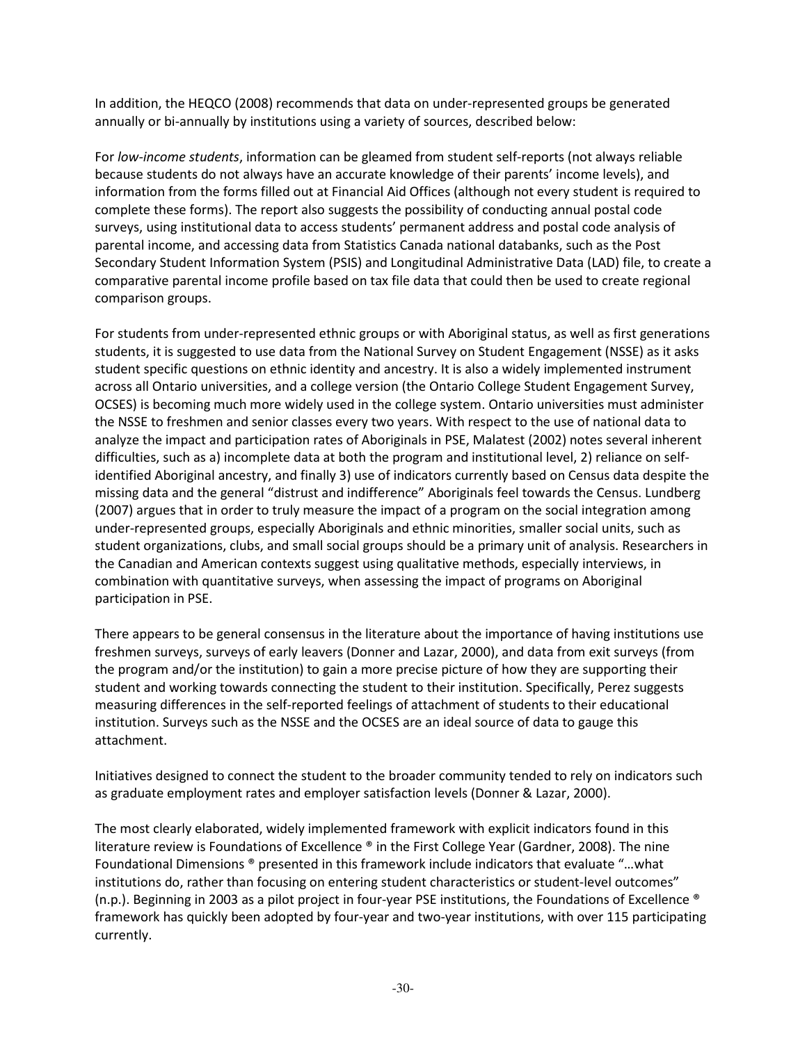In addition, the HEQCO (2008) recommends that data on under-represented groups be generated annually or bi-annually by institutions using a variety of sources, described below:

For *low-income students*, information can be gleamed from student self-reports (not always reliable because students do not always have an accurate knowledge of their parents' income levels), and information from the forms filled out at Financial Aid Offices (although not every student is required to complete these forms). The report also suggests the possibility of conducting annual postal code surveys, using institutional data to access students' permanent address and postal code analysis of parental income, and accessing data from Statistics Canada national databanks, such as the Post Secondary Student Information System (PSIS) and Longitudinal Administrative Data (LAD) file, to create a comparative parental income profile based on tax file data that could then be used to create regional comparison groups.

For students from under-represented ethnic groups or with Aboriginal status, as well as first generations students, it is suggested to use data from the National Survey on Student Engagement (NSSE) as it asks student specific questions on ethnic identity and ancestry. It is also a widely implemented instrument across all Ontario universities, and a college version (the Ontario College Student Engagement Survey, OCSES) is becoming much more widely used in the college system. Ontario universities must administer the NSSE to freshmen and senior classes every two years. With respect to the use of national data to analyze the impact and participation rates of Aboriginals in PSE, Malatest (2002) notes several inherent difficulties, such as a) incomplete data at both the program and institutional level, 2) reliance on self-identified Aboriginal ancestry, and finally 3) use of indicators currently based on Census data despite the missing data and the general "distrust and indifference" Aboriginals feel towards the Census. Lundberg (2007) argues that in order to truly measure the impact of a program on the social integration among under-represented groups, especially Aboriginals and ethnic minorities, smaller social units, such as student organizations, clubs, and small social groups should be a primary unit of analysis. Researchers in the Canadian and American contexts suggest using qualitative methods, especially interviews, in combination with quantitative surveys, when assessing the impact of programs on Aboriginal participation in PSE.

There appears to be general consensus in the literature about the importance of having institutions use freshmen surveys, surveys of early leavers (Donner and Lazar, 2000), and data from exit surveys (from the program and/or the institution) to gain a more precise picture of how they are supporting their student and working towards connecting the student to their institution. Specifically, Perez suggests measuring differences in the self-reported feelings of attachment of students to their educational institution. Surveys such as the NSSE and the OCSES are an ideal source of data to gauge this attachment.

Initiatives designed to connect the student to the broader community tended to rely on indicators such as graduate employment rates and employer satisfaction levels (Donner & Lazar, 2000).

The most clearly elaborated, widely implemented framework with explicit indicators found in this literature review is Foundations of Excellence ® in the First College Year (Gardner, 2008). The nine Foundational Dimensions ® presented in this framework include indicators that evaluate "…what institutions do, rather than focusing on entering student characteristics or student-level outcomes" (n.p.). Beginning in 2003 as a pilot project in four-year PSE institutions, the Foundations of Excellence ® framework has quickly been adopted by four-year and two-year institutions, with over 115 participating currently.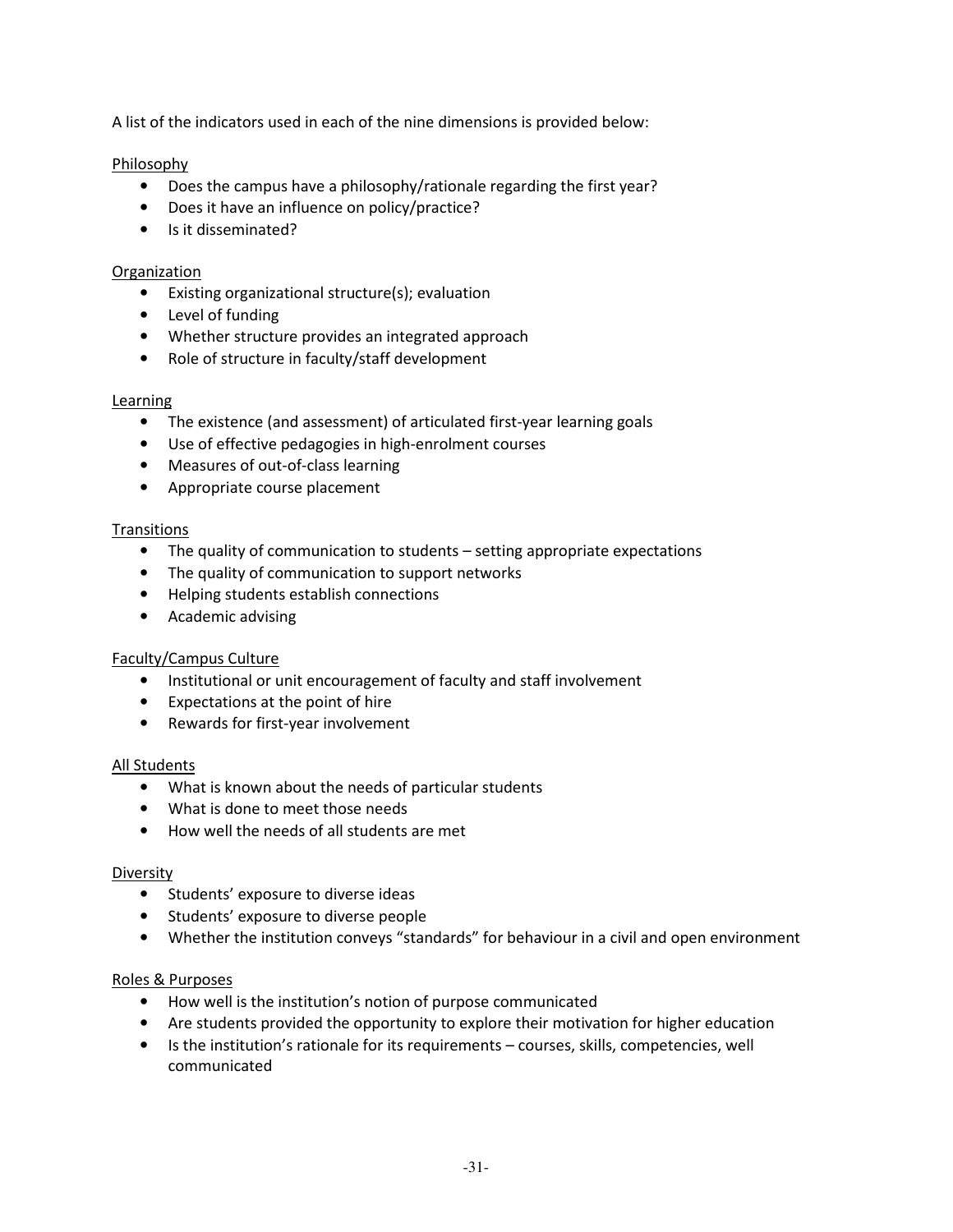A list of the indicators used in each of the nine dimensions is provided below:

<u>Philosophy</u>

- Does the campus have a philosophy/rationale regarding the first year?
- Does it have an influence on policy/practice?
- Is it disseminated?

<u>Organization</u>

- Existing organizational structure(s); evaluation
- Level of funding
- Whether structure provides an integrated approach
- Role of structure in faculty/staff development

<u>Learning</u>

- The existence (and assessment) of articulated first-year learning goals
- Use of effective pedagogies in high-enrolment courses
- Measures of out-of-class learning
- Appropriate course placement

<u>Transitions</u>

- The quality of communication to students – setting appropriate expectations
- The quality of communication to support networks
- Helping students establish connections
- Academic advising

<u>Faculty/Campus Culture</u>

- Institutional or unit encouragement of faculty and staff involvement
- Expectations at the point of hire
- Rewards for first-year involvement

<u>All Students</u>

- What is known about the needs of particular students
- What is done to meet those needs
- How well the needs of all students are met

<u>Diversity</u>

- Students' exposure to diverse ideas
- Students' exposure to diverse people
- Whether the institution conveys "standards" for behaviour in a civil and open environment

<u>Roles & Purposes</u>

- How well is the institution's notion of purpose communicated
- Are students provided the opportunity to explore their motivation for higher education
- Is the institution's rationale for its requirements – courses, skills, competencies, well communicated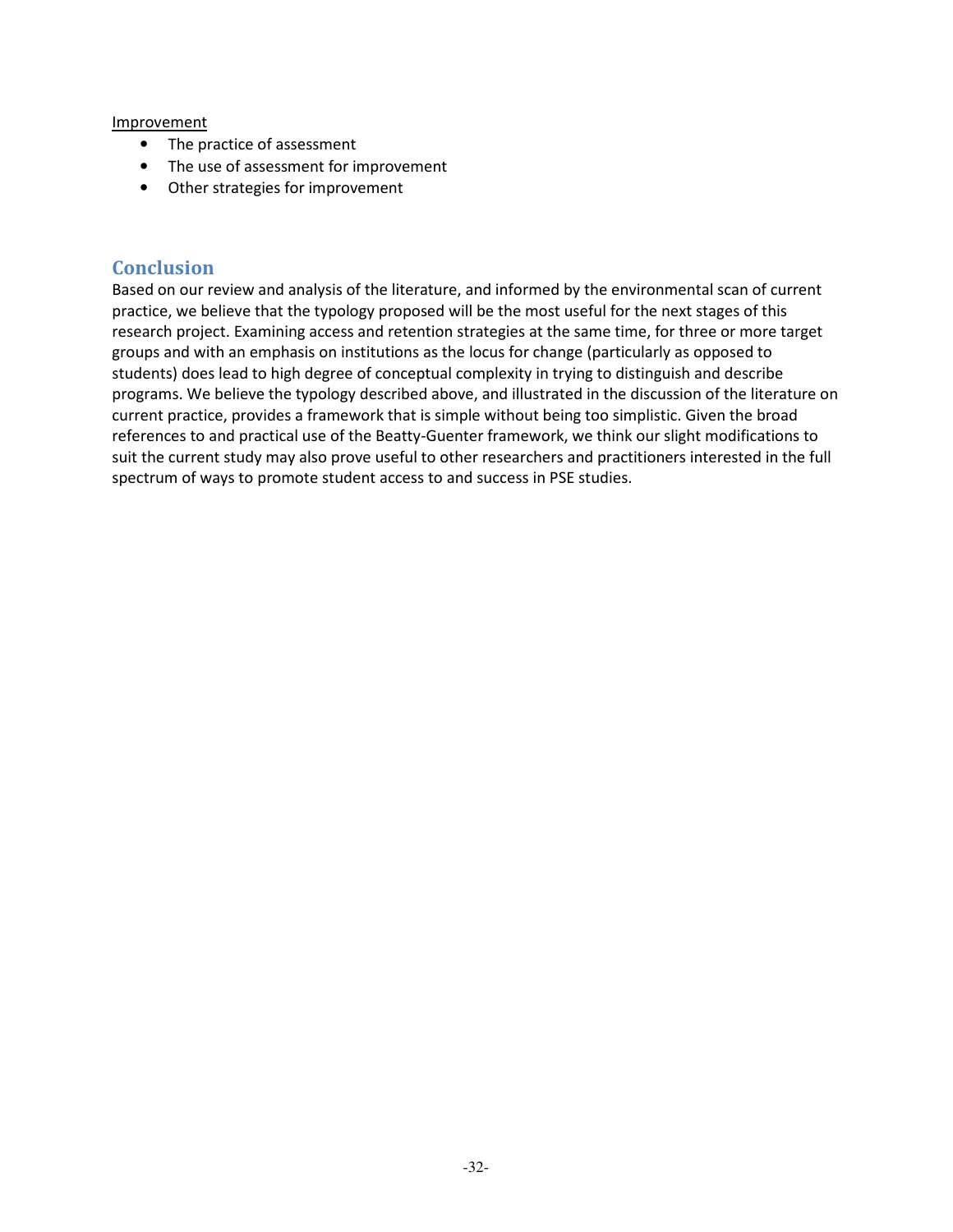Improvement

- The practice of assessment
- The use of assessment for improvement
- Other strategies for improvement

## Conclusion

Based on our review and analysis of the literature, and informed by the environmental scan of current practice, we believe that the typology proposed will be the most useful for the next stages of this research project. Examining access and retention strategies at the same time, for three or more target groups and with an emphasis on institutions as the locus for change (particularly as opposed to students) does lead to high degree of conceptual complexity in trying to distinguish and describe programs. We believe the typology described above, and illustrated in the discussion of the literature on current practice, provides a framework that is simple without being too simplistic. Given the broad references to and practical use of the Beatty-Guenter framework, we think our slight modifications to suit the current study may also prove useful to other researchers and practitioners interested in the full spectrum of ways to promote student access to and success in PSE studies.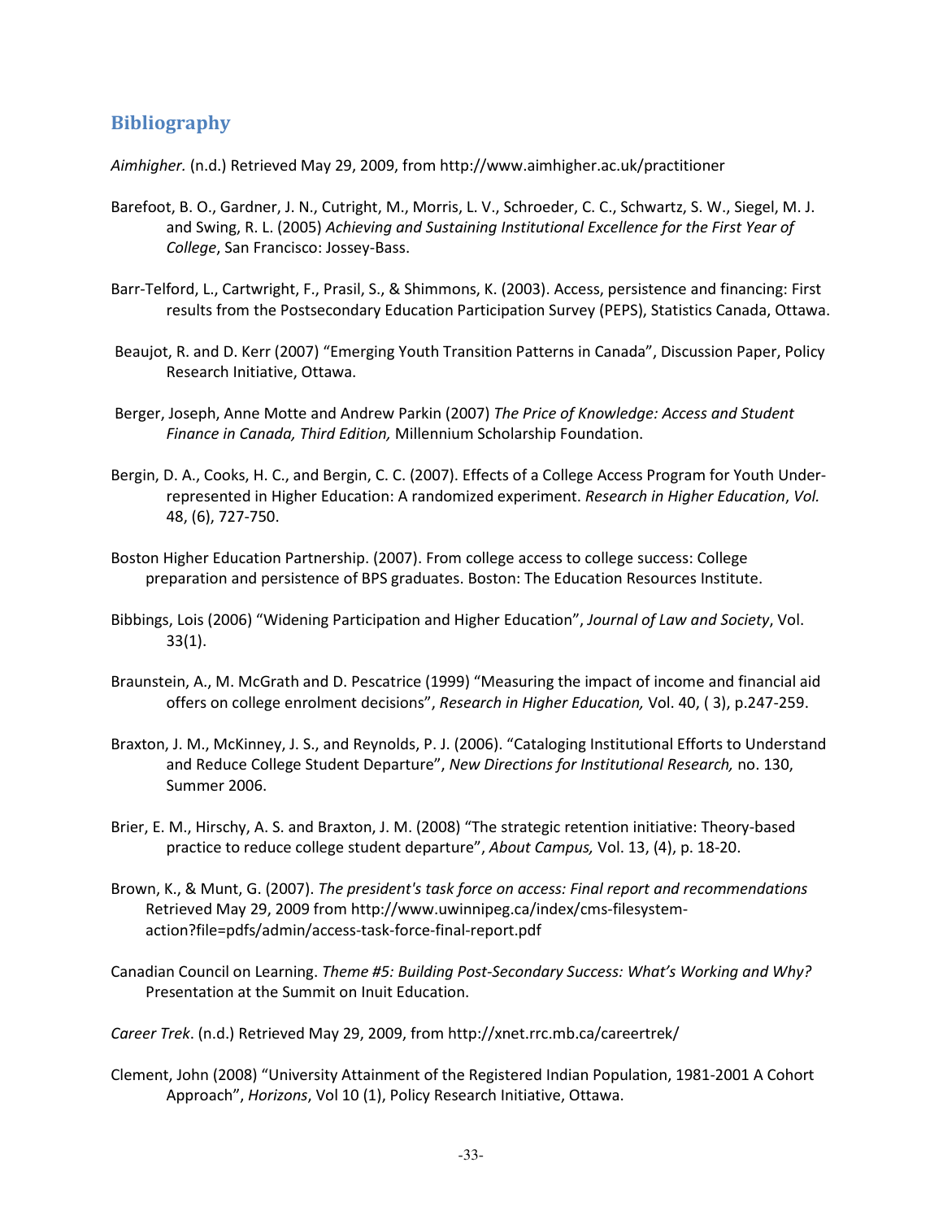## Bibliography

*Aimhigher.* (n.d.) Retrieved May 29, 2009, from http://www.aimhigher.ac.uk/practitioner

Barefoot, B. O., Gardner, J. N., Cutright, M., Morris, L. V., Schroeder, C. C., Schwartz, S. W., Siegel, M. J. and Swing, R. L. (2005) *Achieving and Sustaining Institutional Excellence for the First Year of College*, San Francisco: Jossey-Bass.

Barr-Telford, L., Cartwright, F., Prasil, S., & Shimmons, K. (2003). Access, persistence and financing: First results from the Postsecondary Education Participation Survey (PEPS), Statistics Canada, Ottawa.

Beaujot, R. and D. Kerr (2007) "Emerging Youth Transition Patterns in Canada", Discussion Paper, Policy Research Initiative, Ottawa.

Berger, Joseph, Anne Motte and Andrew Parkin (2007) *The Price of Knowledge: Access and Student Finance in Canada, Third Edition,* Millennium Scholarship Foundation.

Bergin, D. A., Cooks, H. C., and Bergin, C. C. (2007). Effects of a College Access Program for Youth Under-represented in Higher Education: A randomized experiment. *Research in Higher Education*, *Vol.* 48, (6), 727-750.

Boston Higher Education Partnership. (2007). From college access to college success: College preparation and persistence of BPS graduates. Boston: The Education Resources Institute.

Bibbings, Lois (2006) "Widening Participation and Higher Education", *Journal of Law and Society*, Vol. 33(1).

Braunstein, A., M. McGrath and D. Pescatrice (1999) "Measuring the impact of income and financial aid offers on college enrolment decisions", *Research in Higher Education,* Vol. 40, ( 3), p.247-259.

Braxton, J. M., McKinney, J. S., and Reynolds, P. J. (2006). "Cataloging Institutional Efforts to Understand and Reduce College Student Departure", *New Directions for Institutional Research,* no. 130, Summer 2006.

Brier, E. M., Hirschy, A. S. and Braxton, J. M. (2008) "The strategic retention initiative: Theory-based practice to reduce college student departure", *About Campus,* Vol. 13, (4), p. 18-20.

Brown, K., & Munt, G. (2007). *The president's task force on access: Final report and recommendations* Retrieved May 29, 2009 from http://www.uwinnipeg.ca/index/cms-filesystem-action?file=pdfs/admin/access-task-force-final-report.pdf

Canadian Council on Learning. *Theme #5: Building Post-Secondary Success: What's Working and Why?* Presentation at the Summit on Inuit Education.

*Career Trek*. (n.d.) Retrieved May 29, 2009, from http://xnet.rrc.mb.ca/careertrek/

Clement, John (2008) "University Attainment of the Registered Indian Population, 1981-2001 A Cohort Approach", *Horizons*, Vol 10 (1), Policy Research Initiative, Ottawa.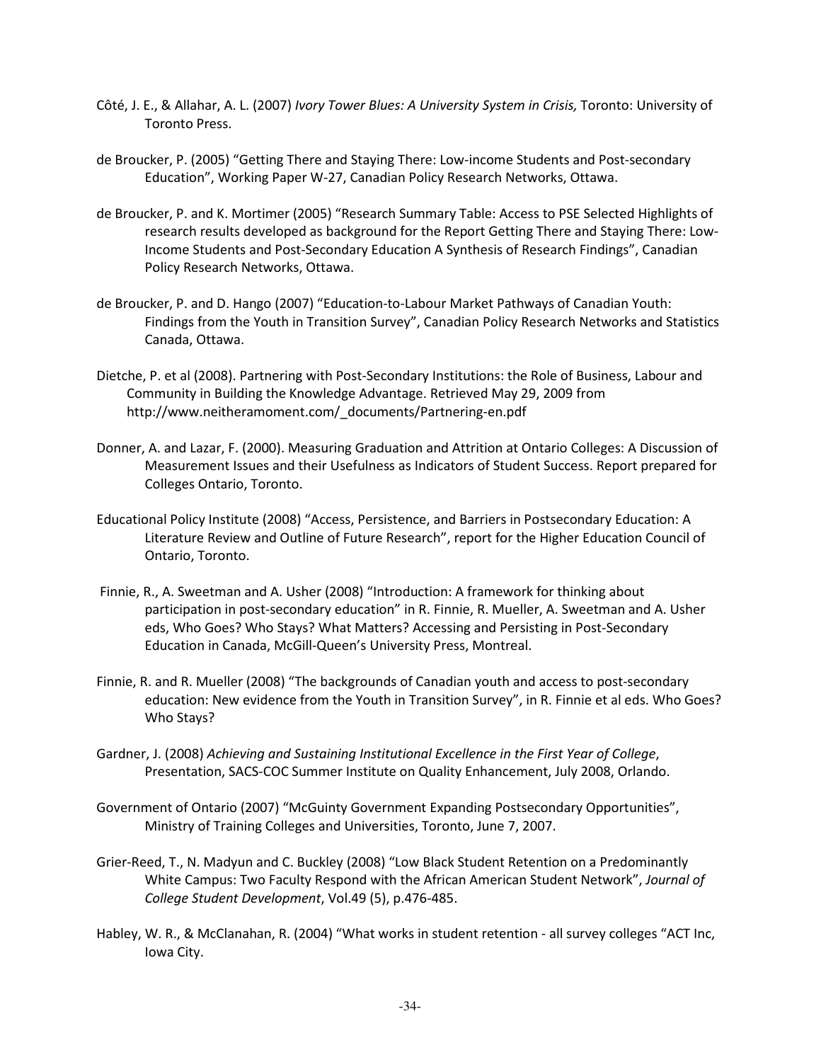Côté, J. E., & Allahar, A. L. (2007) *Ivory Tower Blues: A University System in Crisis,* Toronto: University of Toronto Press.

de Broucker, P. (2005) "Getting There and Staying There: Low-income Students and Post-secondary Education", Working Paper W-27, Canadian Policy Research Networks, Ottawa.

de Broucker, P. and K. Mortimer (2005) "Research Summary Table: Access to PSE Selected Highlights of research results developed as background for the Report Getting There and Staying There: Low-Income Students and Post-Secondary Education A Synthesis of Research Findings", Canadian Policy Research Networks, Ottawa.

de Broucker, P. and D. Hango (2007) "Education-to-Labour Market Pathways of Canadian Youth: Findings from the Youth in Transition Survey", Canadian Policy Research Networks and Statistics Canada, Ottawa.

Dietche, P. et al (2008). Partnering with Post-Secondary Institutions: the Role of Business, Labour and Community in Building the Knowledge Advantage. Retrieved May 29, 2009 from http://www.neitheramoment.com/_documents/Partnering-en.pdf

Donner, A. and Lazar, F. (2000). Measuring Graduation and Attrition at Ontario Colleges: A Discussion of Measurement Issues and their Usefulness as Indicators of Student Success. Report prepared for Colleges Ontario, Toronto.

Educational Policy Institute (2008) "Access, Persistence, and Barriers in Postsecondary Education: A Literature Review and Outline of Future Research", report for the Higher Education Council of Ontario, Toronto.

Finnie, R., A. Sweetman and A. Usher (2008) "Introduction: A framework for thinking about participation in post-secondary education" in R. Finnie, R. Mueller, A. Sweetman and A. Usher eds, Who Goes? Who Stays? What Matters? Accessing and Persisting in Post-Secondary Education in Canada, McGill-Queen's University Press, Montreal.

Finnie, R. and R. Mueller (2008) "The backgrounds of Canadian youth and access to post-secondary education: New evidence from the Youth in Transition Survey", in R. Finnie et al eds. Who Goes? Who Stays?

Gardner, J. (2008) *Achieving and Sustaining Institutional Excellence in the First Year of College*, Presentation, SACS-COC Summer Institute on Quality Enhancement, July 2008, Orlando.

Government of Ontario (2007) "McGuinty Government Expanding Postsecondary Opportunities", Ministry of Training Colleges and Universities, Toronto, June 7, 2007.

Grier-Reed, T., N. Madyun and C. Buckley (2008) "Low Black Student Retention on a Predominantly White Campus: Two Faculty Respond with the African American Student Network", *Journal of College Student Development*, Vol.49 (5), p.476-485.

Habley, W. R., & McClanahan, R. (2004) "What works in student retention - all survey colleges "ACT Inc, Iowa City.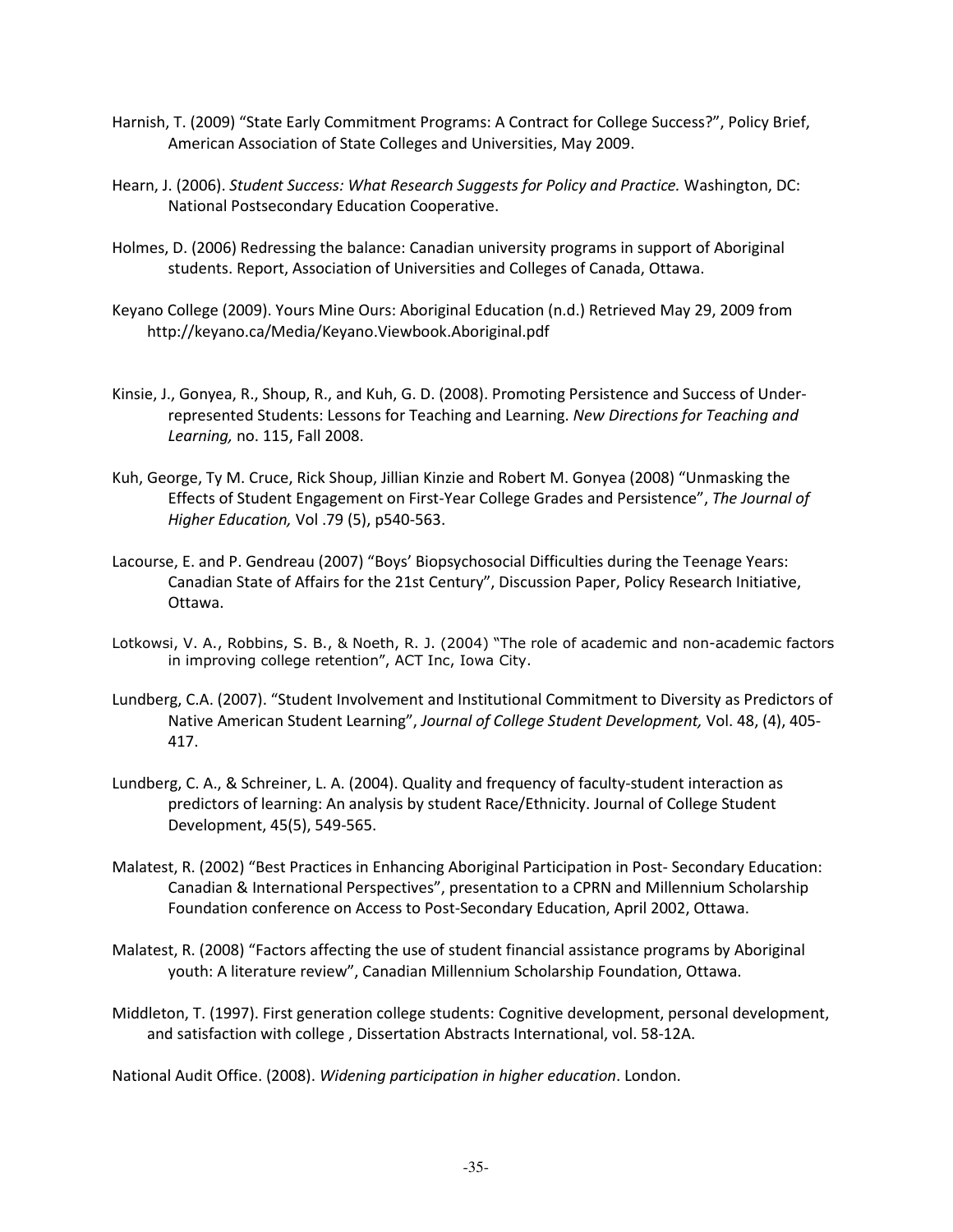Harnish, T. (2009) “State Early Commitment Programs: A Contract for College Success?”, Policy Brief, American Association of State Colleges and Universities, May 2009.

Hearn, J. (2006). *Student Success: What Research Suggests for Policy and Practice.* Washington, DC: National Postsecondary Education Cooperative.

Holmes, D. (2006) Redressing the balance: Canadian university programs in support of Aboriginal students. Report, Association of Universities and Colleges of Canada, Ottawa.

Keyano College (2009). Yours Mine Ours: Aboriginal Education (n.d.) Retrieved May 29, 2009 from http://keyano.ca/Media/Keyano.Viewbook.Aboriginal.pdf

Kinsie, J., Gonyea, R., Shoup, R., and Kuh, G. D. (2008). Promoting Persistence and Success of Under-represented Students: Lessons for Teaching and Learning. *New Directions for Teaching and Learning,* no. 115, Fall 2008.

Kuh, George, Ty M. Cruce, Rick Shoup, Jillian Kinzie and Robert M. Gonyea (2008) “Unmasking the Effects of Student Engagement on First-Year College Grades and Persistence”, *The Journal of Higher Education,* Vol .79 (5), p540-563.

Lacourse, E. and P. Gendreau (2007) “Boys’ Biopsychosocial Difficulties during the Teenage Years: Canadian State of Affairs for the 21st Century”, Discussion Paper, Policy Research Initiative, Ottawa.

Lotkowsi, V. A., Robbins, S. B., & Noeth, R. J. (2004) “The role of academic and non-academic factors in improving college retention”, ACT Inc, Iowa City.

Lundberg, C.A. (2007). “Student Involvement and Institutional Commitment to Diversity as Predictors of Native American Student Learning”, *Journal of College Student Development,* Vol. 48, (4), 405-417.

Lundberg, C. A., & Schreiner, L. A. (2004). Quality and frequency of faculty-student interaction as predictors of learning: An analysis by student Race/Ethnicity. Journal of College Student Development, 45(5), 549-565.

Malatest, R. (2002) “Best Practices in Enhancing Aboriginal Participation in Post- Secondary Education: Canadian & International Perspectives”, presentation to a CPRN and Millennium Scholarship Foundation conference on Access to Post-Secondary Education, April 2002, Ottawa.

Malatest, R. (2008) “Factors affecting the use of student financial assistance programs by Aboriginal youth: A literature review”, Canadian Millennium Scholarship Foundation, Ottawa.

Middleton, T. (1997). First generation college students: Cognitive development, personal development, and satisfaction with college , Dissertation Abstracts International, vol. 58-12A.

National Audit Office. (2008). *Widening participation in higher education*. London.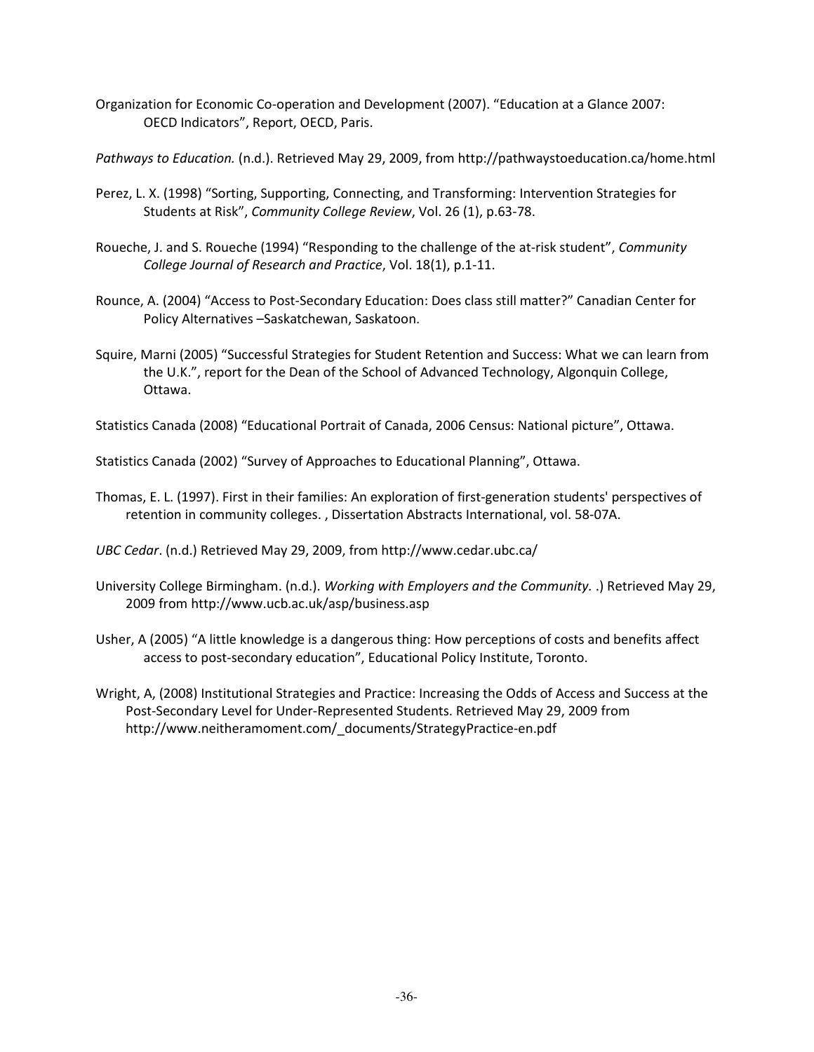Organization for Economic Co-operation and Development (2007). "Education at a Glance 2007: OECD Indicators", Report, OECD, Paris.

*Pathways to Education.* (n.d.). Retrieved May 29, 2009, from http://pathwaystoeducation.ca/home.html

Perez, L. X. (1998) "Sorting, Supporting, Connecting, and Transforming: Intervention Strategies for Students at Risk", *Community College Review*, Vol. 26 (1), p.63-78.

Roueche, J. and S. Roueche (1994) "Responding to the challenge of the at-risk student", *Community College Journal of Research and Practice*, Vol. 18(1), p.1-11.

Rounce, A. (2004) "Access to Post-Secondary Education: Does class still matter?" Canadian Center for Policy Alternatives –Saskatchewan, Saskatoon.

Squire, Marni (2005) "Successful Strategies for Student Retention and Success: What we can learn from the U.K.", report for the Dean of the School of Advanced Technology, Algonquin College, Ottawa.

Statistics Canada (2008) "Educational Portrait of Canada, 2006 Census: National picture", Ottawa.

Statistics Canada (2002) "Survey of Approaches to Educational Planning", Ottawa.

Thomas, E. L. (1997). First in their families: An exploration of first-generation students' perspectives of retention in community colleges. , Dissertation Abstracts International, vol. 58-07A.

*UBC Cedar*. (n.d.) Retrieved May 29, 2009, from http://www.cedar.ubc.ca/

University College Birmingham. (n.d.). *Working with Employers and the Community.* .) Retrieved May 29, 2009 from http://www.ucb.ac.uk/asp/business.asp

Usher, A (2005) "A little knowledge is a dangerous thing: How perceptions of costs and benefits affect access to post-secondary education", Educational Policy Institute, Toronto.

Wright, A, (2008) Institutional Strategies and Practice: Increasing the Odds of Access and Success at the Post-Secondary Level for Under-Represented Students. Retrieved May 29, 2009 from http://www.neitheramoment.com/_documents/StrategyPractice-en.pdf